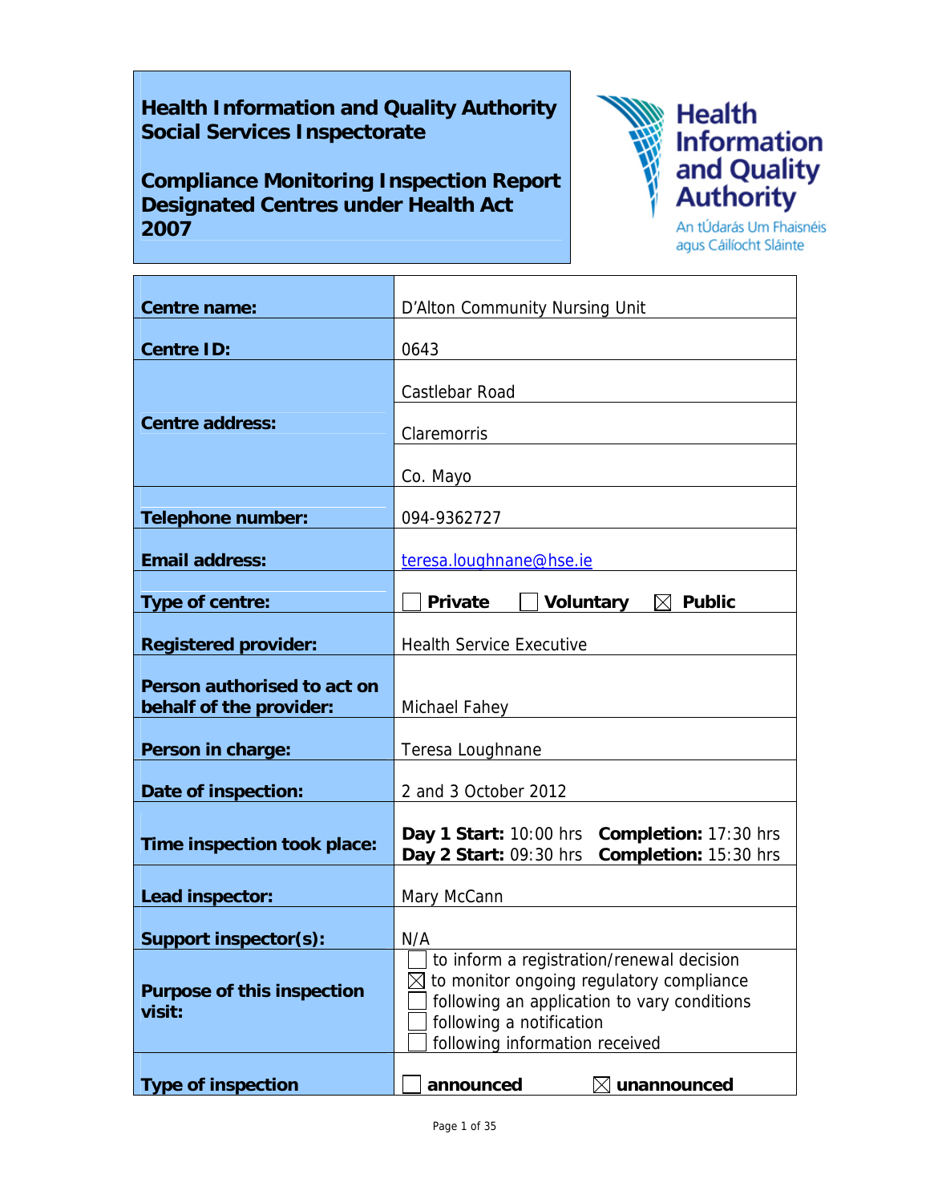# Health Information and Quality Authority
# Social Services Inspectorate

## Compliance Monitoring Inspection Report
## Designated Centres under Health Act 2007

Health Information and Quality Authority
An tÚdarás Um Fhaisnéis agus Cáilíocht Sláinte

| | |
|---|---|
| **Centre name:** | D'Alton Community Nursing Unit |
| **Centre ID:** | 0643 |
| **Centre address:** | Castlebar Road<br>Claremorris<br>Co. Mayo |
| **Telephone number:** | 094-9362727 |
| **Email address:** | teresa.loughnane@hse.ie |
| **Type of centre:** | ☐ **Private** ☐ **Voluntary** ☒ **Public** |
| **Registered provider:** | Health Service Executive |
| **Person authorised to act on behalf of the provider:** | Michael Fahey |
| **Person in charge:** | Teresa Loughnane |
| **Date of inspection:** | 2 and 3 October 2012 |
| **Time inspection took place:** | **Day 1 Start:** 10:00 hrs **Completion:** 17:30 hrs<br>**Day 2 Start:** 09:30 hrs **Completion:** 15:30 hrs |
| **Lead inspector:** | Mary McCann |
| **Support inspector(s):** | N/A |
| **Purpose of this inspection visit:** | ☐ to inform a registration/renewal decision<br>☒ to monitor ongoing regulatory compliance<br>☐ following an application to vary conditions<br>☐ following a notification<br>☐ following information received |
| **Type of inspection** | ☐ **announced** ☒ **unannounced** |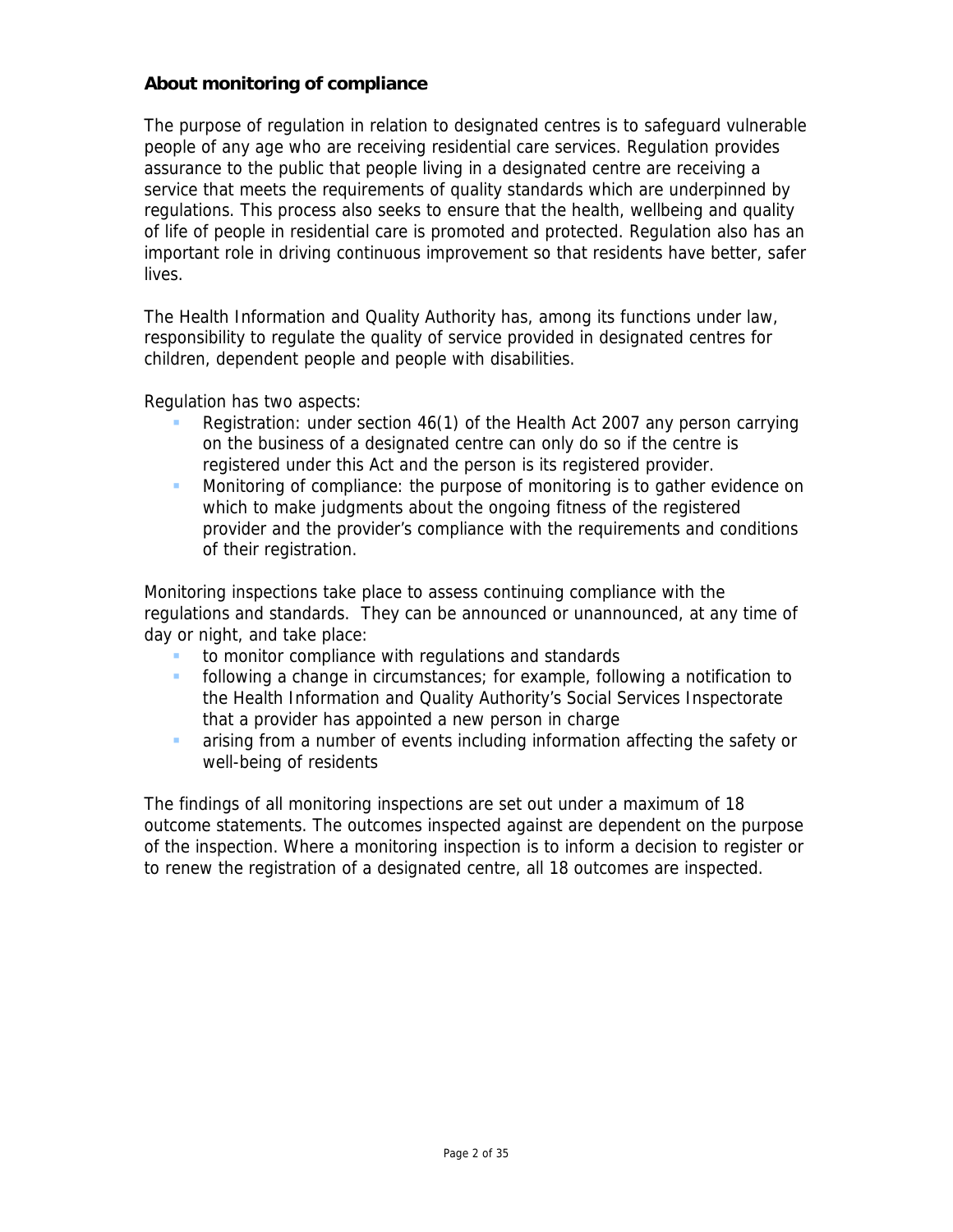## About monitoring of compliance

The purpose of regulation in relation to designated centres is to safeguard vulnerable people of any age who are receiving residential care services. Regulation provides assurance to the public that people living in a designated centre are receiving a service that meets the requirements of quality standards which are underpinned by regulations. This process also seeks to ensure that the health, wellbeing and quality of life of people in residential care is promoted and protected. Regulation also has an important role in driving continuous improvement so that residents have better, safer lives.

The Health Information and Quality Authority has, among its functions under law, responsibility to regulate the quality of service provided in designated centres for children, dependent people and people with disabilities.

Regulation has two aspects:

- Registration: under section 46(1) of the Health Act 2007 any person carrying on the business of a designated centre can only do so if the centre is registered under this Act and the person is its registered provider.
- Monitoring of compliance: the purpose of monitoring is to gather evidence on which to make judgments about the ongoing fitness of the registered provider and the provider's compliance with the requirements and conditions of their registration.

Monitoring inspections take place to assess continuing compliance with the regulations and standards. They can be announced or unannounced, at any time of day or night, and take place:

- to monitor compliance with regulations and standards
- following a change in circumstances; for example, following a notification to the Health Information and Quality Authority's Social Services Inspectorate that a provider has appointed a new person in charge
- arising from a number of events including information affecting the safety or well-being of residents

The findings of all monitoring inspections are set out under a maximum of 18 outcome statements. The outcomes inspected against are dependent on the purpose of the inspection. Where a monitoring inspection is to inform a decision to register or to renew the registration of a designated centre, all 18 outcomes are inspected.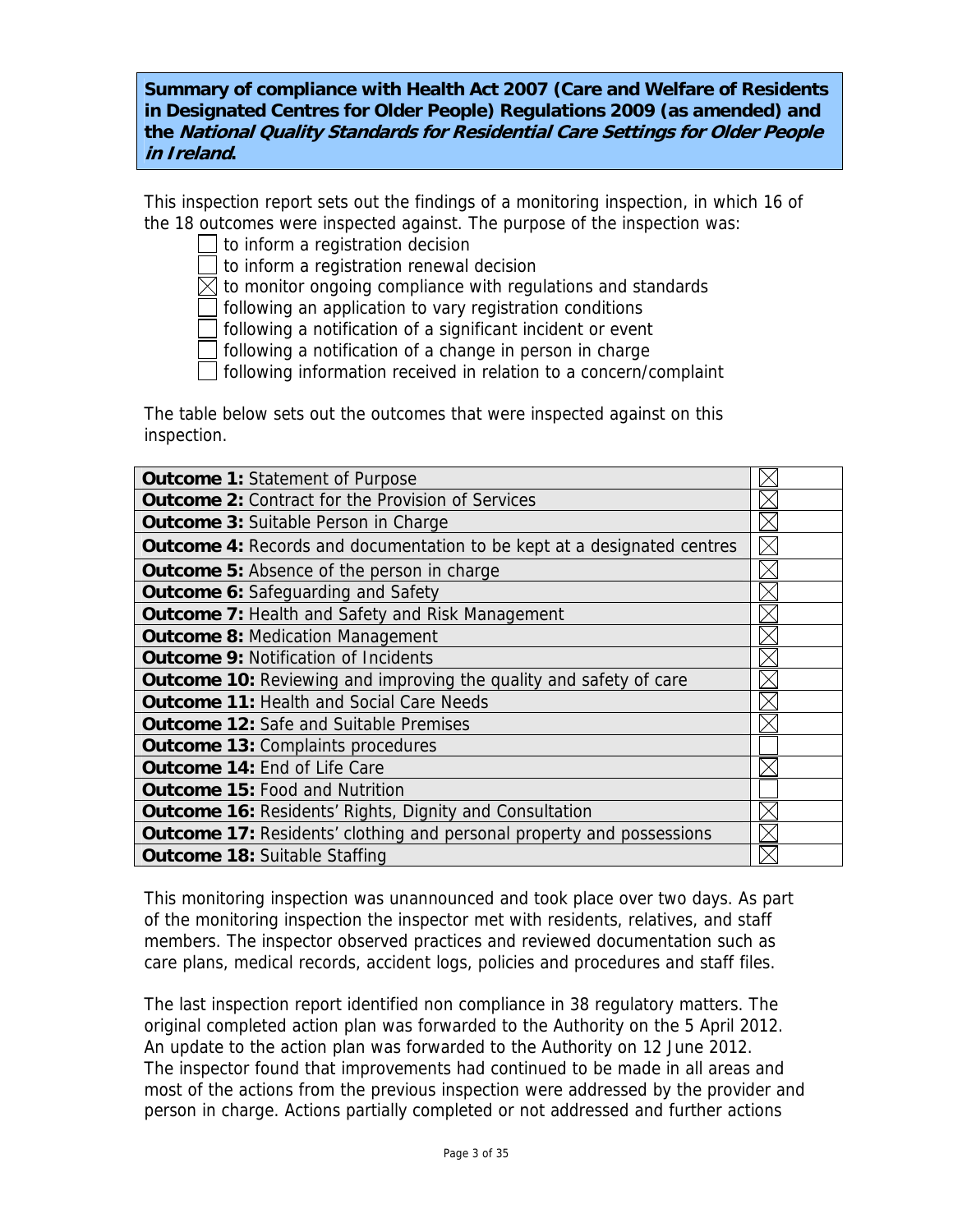**Summary of compliance with Health Act 2007 (Care and Welfare of Residents in Designated Centres for Older People) Regulations 2009 (as amended) and the *National Quality Standards for Residential Care Settings for Older People in Ireland*.**

This inspection report sets out the findings of a monitoring inspection, in which 16 of the 18 outcomes were inspected against. The purpose of the inspection was:

- ☐ to inform a registration decision
- ☐ to inform a registration renewal decision
- ☒ to monitor ongoing compliance with regulations and standards
- ☐ following an application to vary registration conditions
- ☐ following a notification of a significant incident or event
- ☐ following a notification of a change in person in charge
- ☐ following information received in relation to a concern/complaint

The table below sets out the outcomes that were inspected against on this inspection.

| Outcome | Inspected |
|---|---|
| **Outcome 1:** Statement of Purpose | ☒ |
| **Outcome 2:** Contract for the Provision of Services | ☒ |
| **Outcome 3:** Suitable Person in Charge | ☒ |
| **Outcome 4:** Records and documentation to be kept at a designated centres | ☒ |
| **Outcome 5:** Absence of the person in charge | ☒ |
| **Outcome 6:** Safeguarding and Safety | ☒ |
| **Outcome 7:** Health and Safety and Risk Management | ☒ |
| **Outcome 8:** Medication Management | ☒ |
| **Outcome 9:** Notification of Incidents | ☒ |
| **Outcome 10:** Reviewing and improving the quality and safety of care | ☒ |
| **Outcome 11:** Health and Social Care Needs | ☒ |
| **Outcome 12:** Safe and Suitable Premises | ☒ |
| **Outcome 13:** Complaints procedures | ☐ |
| **Outcome 14:** End of Life Care | ☒ |
| **Outcome 15:** Food and Nutrition | ☐ |
| **Outcome 16:** Residents' Rights, Dignity and Consultation | ☒ |
| **Outcome 17:** Residents' clothing and personal property and possessions | ☒ |
| **Outcome 18:** Suitable Staffing | ☒ |

This monitoring inspection was unannounced and took place over two days. As part of the monitoring inspection the inspector met with residents, relatives, and staff members. The inspector observed practices and reviewed documentation such as care plans, medical records, accident logs, policies and procedures and staff files.

The last inspection report identified non compliance in 38 regulatory matters. The original completed action plan was forwarded to the Authority on the 5 April 2012. An update to the action plan was forwarded to the Authority on 12 June 2012. The inspector found that improvements had continued to be made in all areas and most of the actions from the previous inspection were addressed by the provider and person in charge. Actions partially completed or not addressed and further actions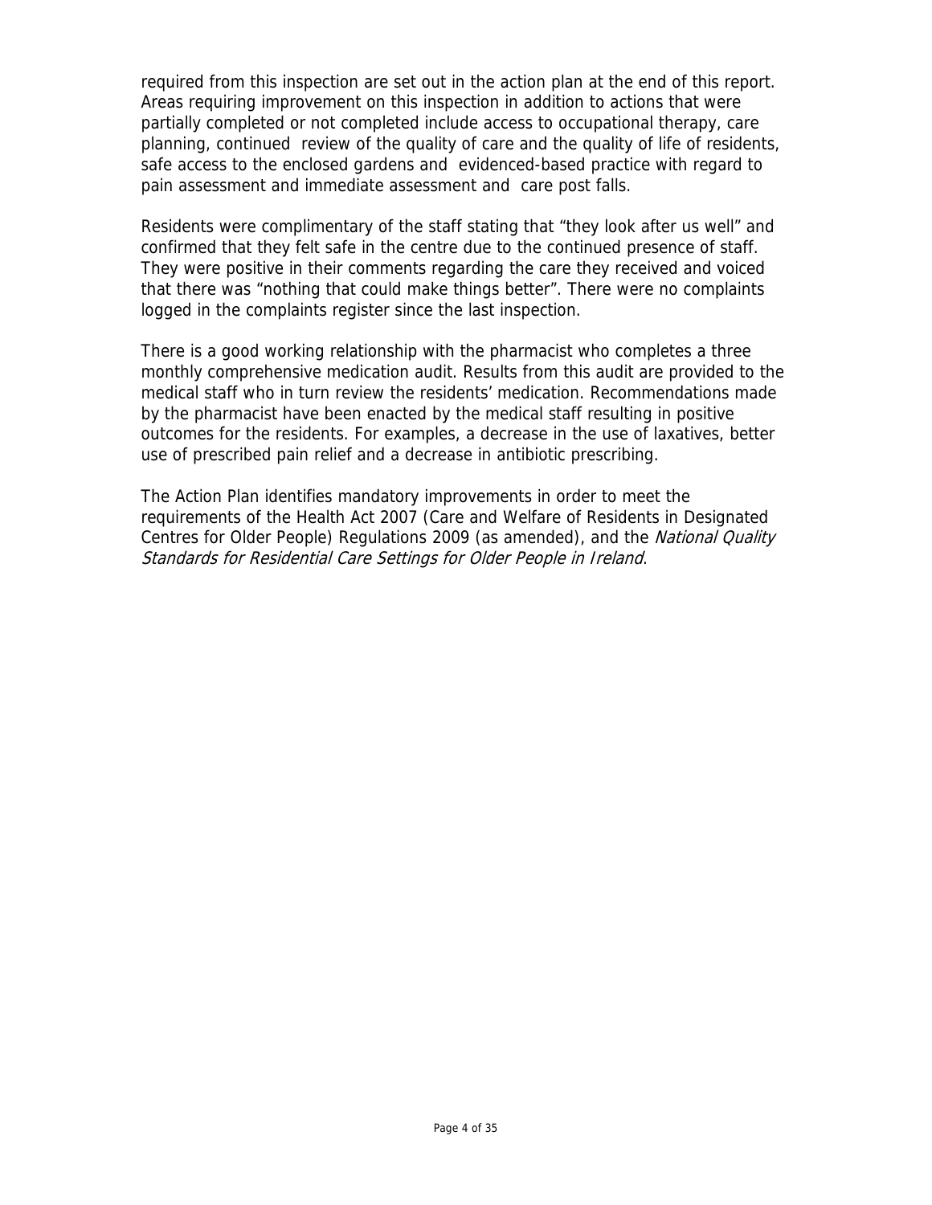required from this inspection are set out in the action plan at the end of this report. Areas requiring improvement on this inspection in addition to actions that were partially completed or not completed include access to occupational therapy, care planning, continued review of the quality of care and the quality of life of residents, safe access to the enclosed gardens and evidenced-based practice with regard to pain assessment and immediate assessment and care post falls.

Residents were complimentary of the staff stating that "they look after us well" and confirmed that they felt safe in the centre due to the continued presence of staff. They were positive in their comments regarding the care they received and voiced that there was "nothing that could make things better". There were no complaints logged in the complaints register since the last inspection.

There is a good working relationship with the pharmacist who completes a three monthly comprehensive medication audit. Results from this audit are provided to the medical staff who in turn review the residents' medication. Recommendations made by the pharmacist have been enacted by the medical staff resulting in positive outcomes for the residents. For examples, a decrease in the use of laxatives, better use of prescribed pain relief and a decrease in antibiotic prescribing.

The Action Plan identifies mandatory improvements in order to meet the requirements of the Health Act 2007 (Care and Welfare of Residents in Designated Centres for Older People) Regulations 2009 (as amended), and the *National Quality Standards for Residential Care Settings for Older People in Ireland*.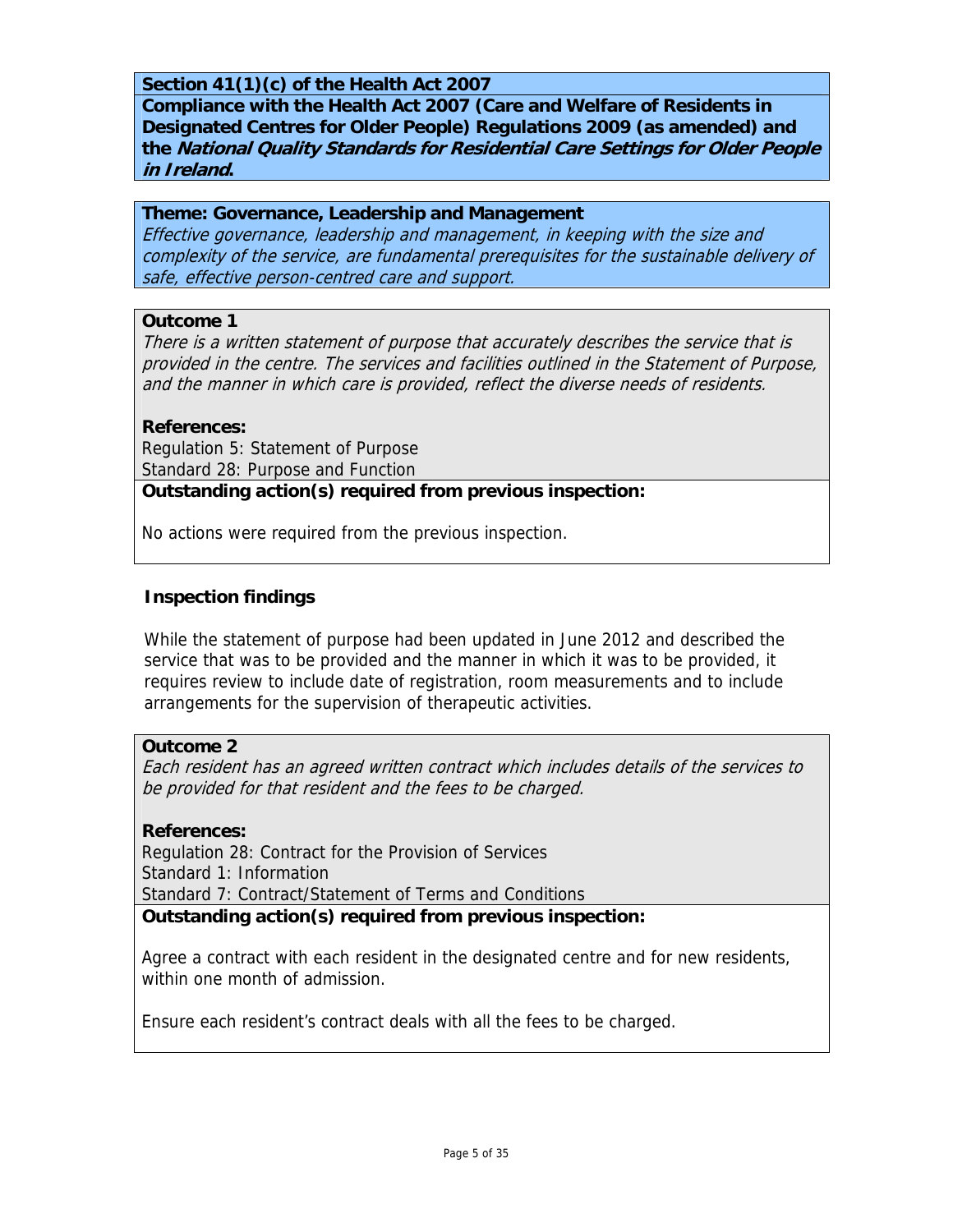**Section 41(1)(c) of the Health Act 2007**

**Compliance with the Health Act 2007 (Care and Welfare of Residents in Designated Centres for Older People) Regulations 2009 (as amended) and the *National Quality Standards for Residential Care Settings for Older People in Ireland*.**

**Theme: Governance, Leadership and Management**

*Effective governance, leadership and management, in keeping with the size and complexity of the service, are fundamental prerequisites for the sustainable delivery of safe, effective person-centred care and support.*

**Outcome 1**

*There is a written statement of purpose that accurately describes the service that is provided in the centre. The services and facilities outlined in the Statement of Purpose, and the manner in which care is provided, reflect the diverse needs of residents.*

**References:**

Regulation 5: Statement of Purpose
Standard 28: Purpose and Function

**Outstanding action(s) required from previous inspection:**

No actions were required from the previous inspection.

**Inspection findings**

While the statement of purpose had been updated in June 2012 and described the service that was to be provided and the manner in which it was to be provided, it requires review to include date of registration, room measurements and to include arrangements for the supervision of therapeutic activities.

**Outcome 2**

*Each resident has an agreed written contract which includes details of the services to be provided for that resident and the fees to be charged.*

**References:**

Regulation 28: Contract for the Provision of Services
Standard 1: Information
Standard 7: Contract/Statement of Terms and Conditions

**Outstanding action(s) required from previous inspection:**

Agree a contract with each resident in the designated centre and for new residents, within one month of admission.

Ensure each resident's contract deals with all the fees to be charged.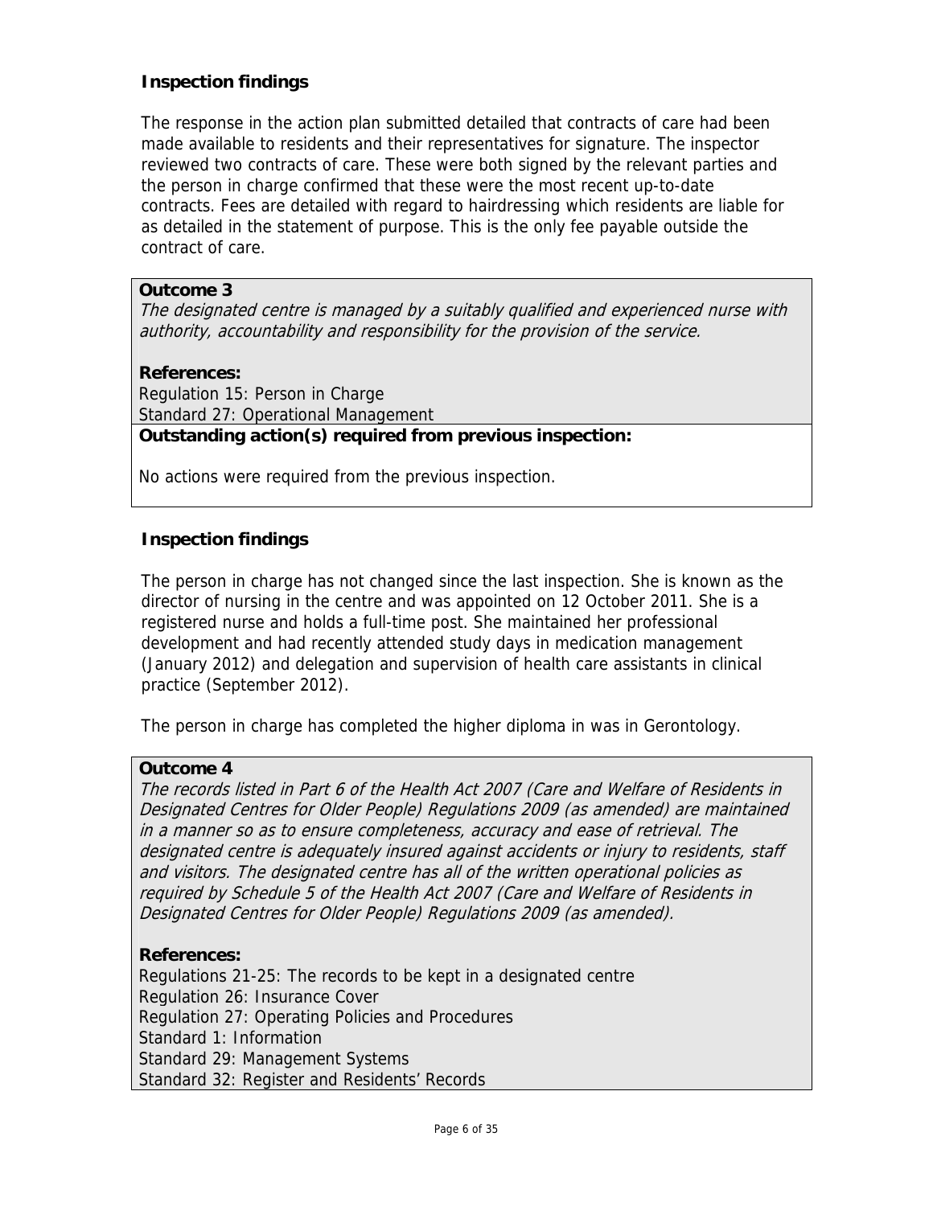### Inspection findings

The response in the action plan submitted detailed that contracts of care had been made available to residents and their representatives for signature. The inspector reviewed two contracts of care. These were both signed by the relevant parties and the person in charge confirmed that these were the most recent up-to-date contracts. Fees are detailed with regard to hairdressing which residents are liable for as detailed in the statement of purpose. This is the only fee payable outside the contract of care.

**Outcome 3**

*The designated centre is managed by a suitably qualified and experienced nurse with authority, accountability and responsibility for the provision of the service.*

**References:**

Regulation 15: Person in Charge
Standard 27: Operational Management

**Outstanding action(s) required from previous inspection:**

No actions were required from the previous inspection.

### Inspection findings

The person in charge has not changed since the last inspection. She is known as the director of nursing in the centre and was appointed on 12 October 2011. She is a registered nurse and holds a full-time post. She maintained her professional development and had recently attended study days in medication management (January 2012) and delegation and supervision of health care assistants in clinical practice (September 2012).

The person in charge has completed the higher diploma in was in Gerontology.

**Outcome 4**

*The records listed in Part 6 of the Health Act 2007 (Care and Welfare of Residents in Designated Centres for Older People) Regulations 2009 (as amended) are maintained in a manner so as to ensure completeness, accuracy and ease of retrieval. The designated centre is adequately insured against accidents or injury to residents, staff and visitors. The designated centre has all of the written operational policies as required by Schedule 5 of the Health Act 2007 (Care and Welfare of Residents in Designated Centres for Older People) Regulations 2009 (as amended).*

**References:**

Regulations 21-25: The records to be kept in a designated centre
Regulation 26: Insurance Cover
Regulation 27: Operating Policies and Procedures
Standard 1: Information
Standard 29: Management Systems
Standard 32: Register and Residents' Records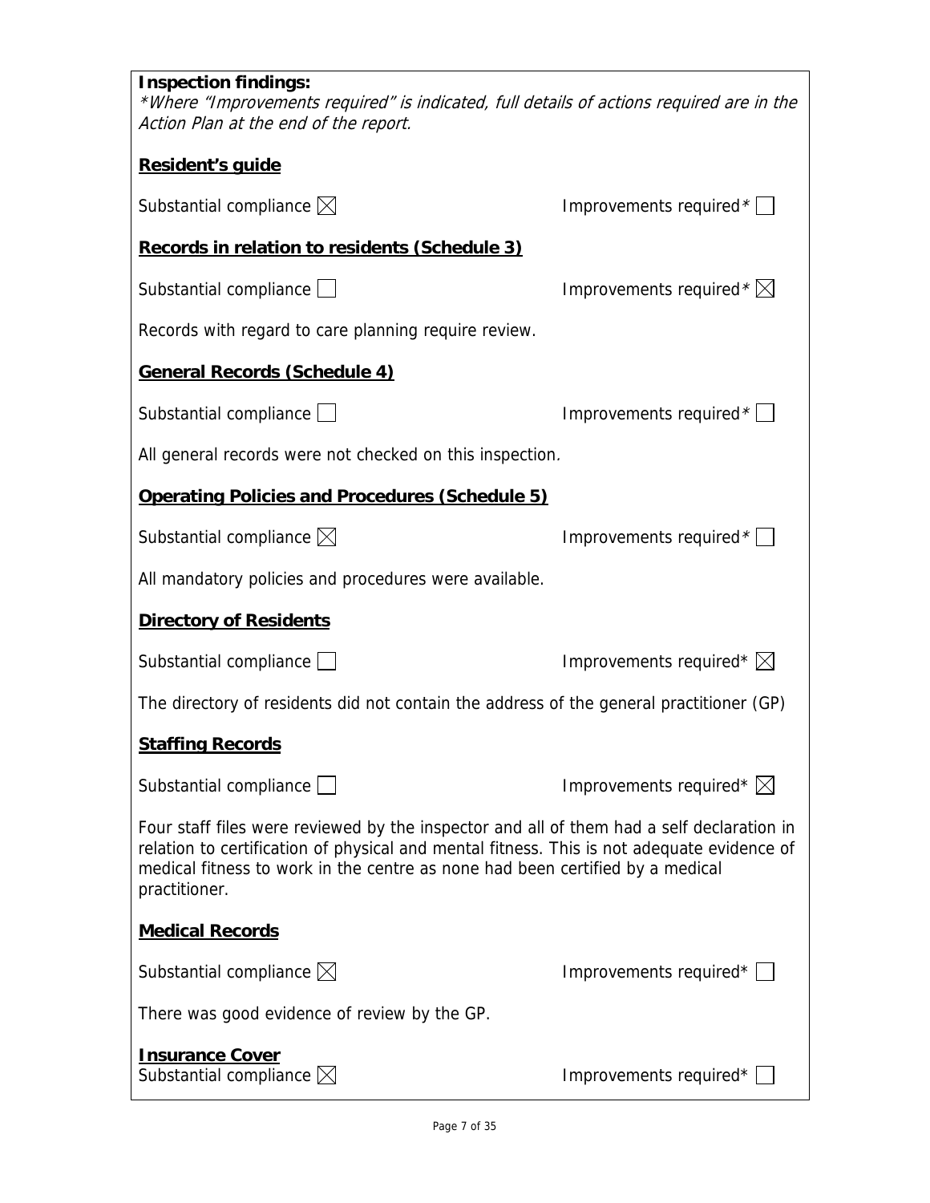**Inspection findings:**
*\*Where "Improvements required" is indicated, full details of actions required are in the Action Plan at the end of the report.*

**Resident's guide**

Substantial compliance ☒ Improvements required* ☐

**Records in relation to residents (Schedule 3)**

Substantial compliance ☐ Improvements required* ☒

Records with regard to care planning require review.

**General Records (Schedule 4)**

Substantial compliance ☐ Improvements required* ☐

All general records were not checked on this inspection.

**Operating Policies and Procedures (Schedule 5)**

Substantial compliance ☒ Improvements required* ☐

All mandatory policies and procedures were available.

**Directory of Residents**

Substantial compliance ☐ Improvements required* ☒

The directory of residents did not contain the address of the general practitioner (GP)

**Staffing Records**

Substantial compliance ☐ Improvements required* ☒

Four staff files were reviewed by the inspector and all of them had a self declaration in relation to certification of physical and mental fitness. This is not adequate evidence of medical fitness to work in the centre as none had been certified by a medical practitioner.

**Medical Records**

Substantial compliance ☒ Improvements required* ☐

There was good evidence of review by the GP.

**Insurance Cover**

Substantial compliance ☒ Improvements required* ☐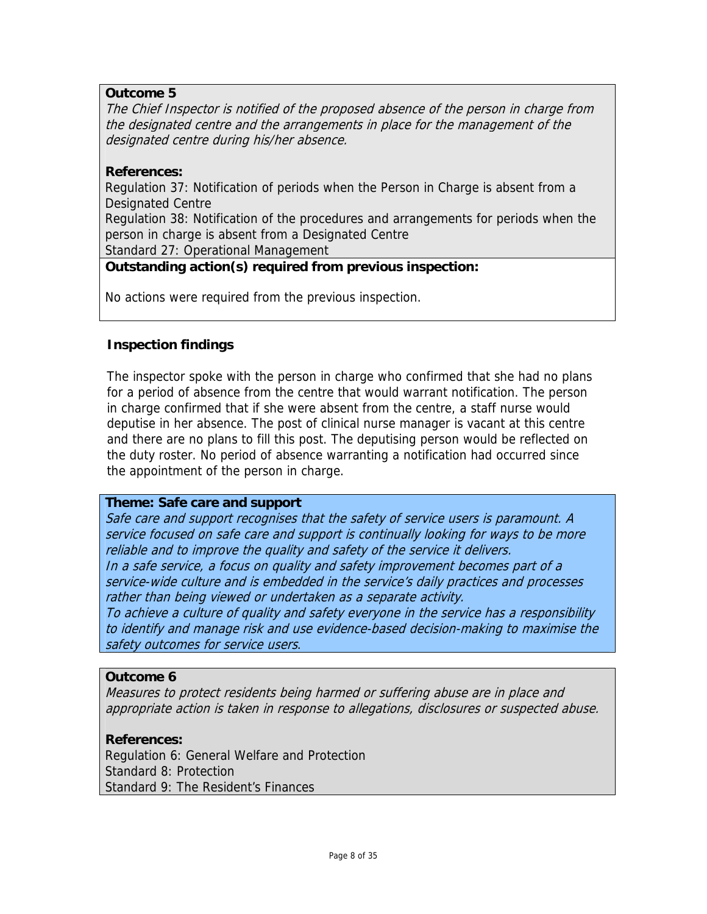**Outcome 5**

*The Chief Inspector is notified of the proposed absence of the person in charge from the designated centre and the arrangements in place for the management of the designated centre during his/her absence.*

**References:**

Regulation 37: Notification of periods when the Person in Charge is absent from a Designated Centre
Regulation 38: Notification of the procedures and arrangements for periods when the person in charge is absent from a Designated Centre
Standard 27: Operational Management

**Outstanding action(s) required from previous inspection:**

No actions were required from the previous inspection.

**Inspection findings**

The inspector spoke with the person in charge who confirmed that she had no plans for a period of absence from the centre that would warrant notification. The person in charge confirmed that if she were absent from the centre, a staff nurse would deputise in her absence. The post of clinical nurse manager is vacant at this centre and there are no plans to fill this post. The deputising person would be reflected on the duty roster. No period of absence warranting a notification had occurred since the appointment of the person in charge.

**Theme: Safe care and support**

*Safe care and support recognises that the safety of service users is paramount. A service focused on safe care and support is continually looking for ways to be more reliable and to improve the quality and safety of the service it delivers.*
*In a safe service, a focus on quality and safety improvement becomes part of a service-wide culture and is embedded in the service's daily practices and processes rather than being viewed or undertaken as a separate activity.*
*To achieve a culture of quality and safety everyone in the service has a responsibility to identify and manage risk and use evidence-based decision-making to maximise the safety outcomes for service users.*

**Outcome 6**

*Measures to protect residents being harmed or suffering abuse are in place and appropriate action is taken in response to allegations, disclosures or suspected abuse.*

**References:**

Regulation 6: General Welfare and Protection
Standard 8: Protection
Standard 9: The Resident's Finances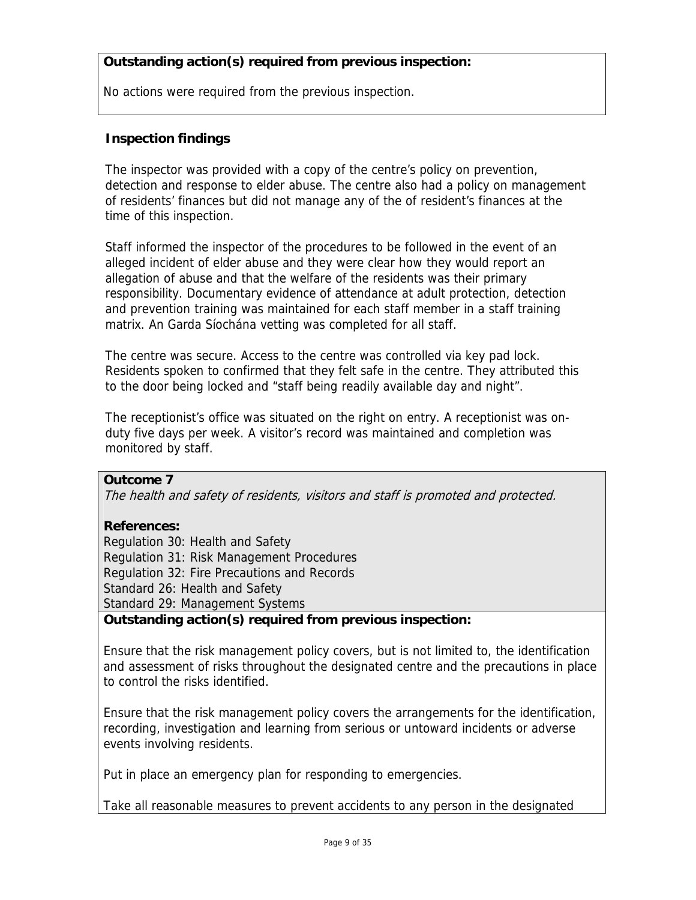**Outstanding action(s) required from previous inspection:**

No actions were required from the previous inspection.

**Inspection findings**

The inspector was provided with a copy of the centre's policy on prevention, detection and response to elder abuse. The centre also had a policy on management of residents' finances but did not manage any of the of resident's finances at the time of this inspection.

Staff informed the inspector of the procedures to be followed in the event of an alleged incident of elder abuse and they were clear how they would report an allegation of abuse and that the welfare of the residents was their primary responsibility. Documentary evidence of attendance at adult protection, detection and prevention training was maintained for each staff member in a staff training matrix. An Garda Síochána vetting was completed for all staff.

The centre was secure. Access to the centre was controlled via key pad lock. Residents spoken to confirmed that they felt safe in the centre. They attributed this to the door being locked and "staff being readily available day and night".

The receptionist's office was situated on the right on entry. A receptionist was on-duty five days per week. A visitor's record was maintained and completion was monitored by staff.

**Outcome 7**
*The health and safety of residents, visitors and staff is promoted and protected.*

**References:**
Regulation 30: Health and Safety
Regulation 31: Risk Management Procedures
Regulation 32: Fire Precautions and Records
Standard 26: Health and Safety
Standard 29: Management Systems

**Outstanding action(s) required from previous inspection:**

Ensure that the risk management policy covers, but is not limited to, the identification and assessment of risks throughout the designated centre and the precautions in place to control the risks identified.

Ensure that the risk management policy covers the arrangements for the identification, recording, investigation and learning from serious or untoward incidents or adverse events involving residents.

Put in place an emergency plan for responding to emergencies.

Take all reasonable measures to prevent accidents to any person in the designated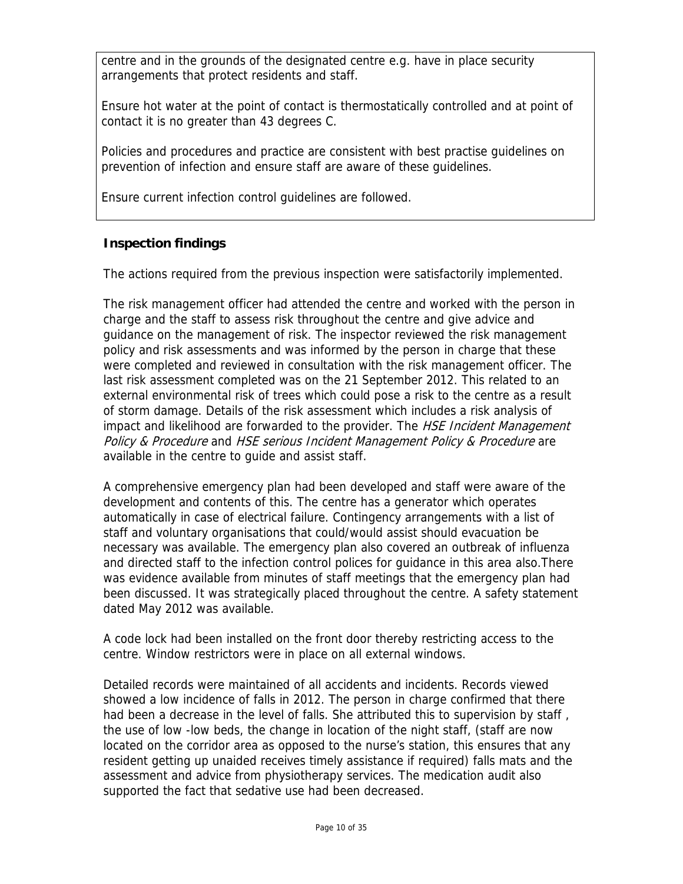centre and in the grounds of the designated centre e.g. have in place security arrangements that protect residents and staff.

Ensure hot water at the point of contact is thermostatically controlled and at point of contact it is no greater than 43 degrees C.

Policies and procedures and practice are consistent with best practise guidelines on prevention of infection and ensure staff are aware of these guidelines.

Ensure current infection control guidelines are followed.

### Inspection findings

The actions required from the previous inspection were satisfactorily implemented.

The risk management officer had attended the centre and worked with the person in charge and the staff to assess risk throughout the centre and give advice and guidance on the management of risk. The inspector reviewed the risk management policy and risk assessments and was informed by the person in charge that these were completed and reviewed in consultation with the risk management officer. The last risk assessment completed was on the 21 September 2012. This related to an external environmental risk of trees which could pose a risk to the centre as a result of storm damage. Details of the risk assessment which includes a risk analysis of impact and likelihood are forwarded to the provider. The *HSE Incident Management Policy & Procedure* and *HSE serious Incident Management Policy & Procedure* are available in the centre to guide and assist staff.

A comprehensive emergency plan had been developed and staff were aware of the development and contents of this. The centre has a generator which operates automatically in case of electrical failure. Contingency arrangements with a list of staff and voluntary organisations that could/would assist should evacuation be necessary was available. The emergency plan also covered an outbreak of influenza and directed staff to the infection control polices for guidance in this area also.There was evidence available from minutes of staff meetings that the emergency plan had been discussed. It was strategically placed throughout the centre. A safety statement dated May 2012 was available.

A code lock had been installed on the front door thereby restricting access to the centre. Window restrictors were in place on all external windows.

Detailed records were maintained of all accidents and incidents. Records viewed showed a low incidence of falls in 2012. The person in charge confirmed that there had been a decrease in the level of falls. She attributed this to supervision by staff , the use of low -low beds, the change in location of the night staff, (staff are now located on the corridor area as opposed to the nurse's station, this ensures that any resident getting up unaided receives timely assistance if required) falls mats and the assessment and advice from physiotherapy services. The medication audit also supported the fact that sedative use had been decreased.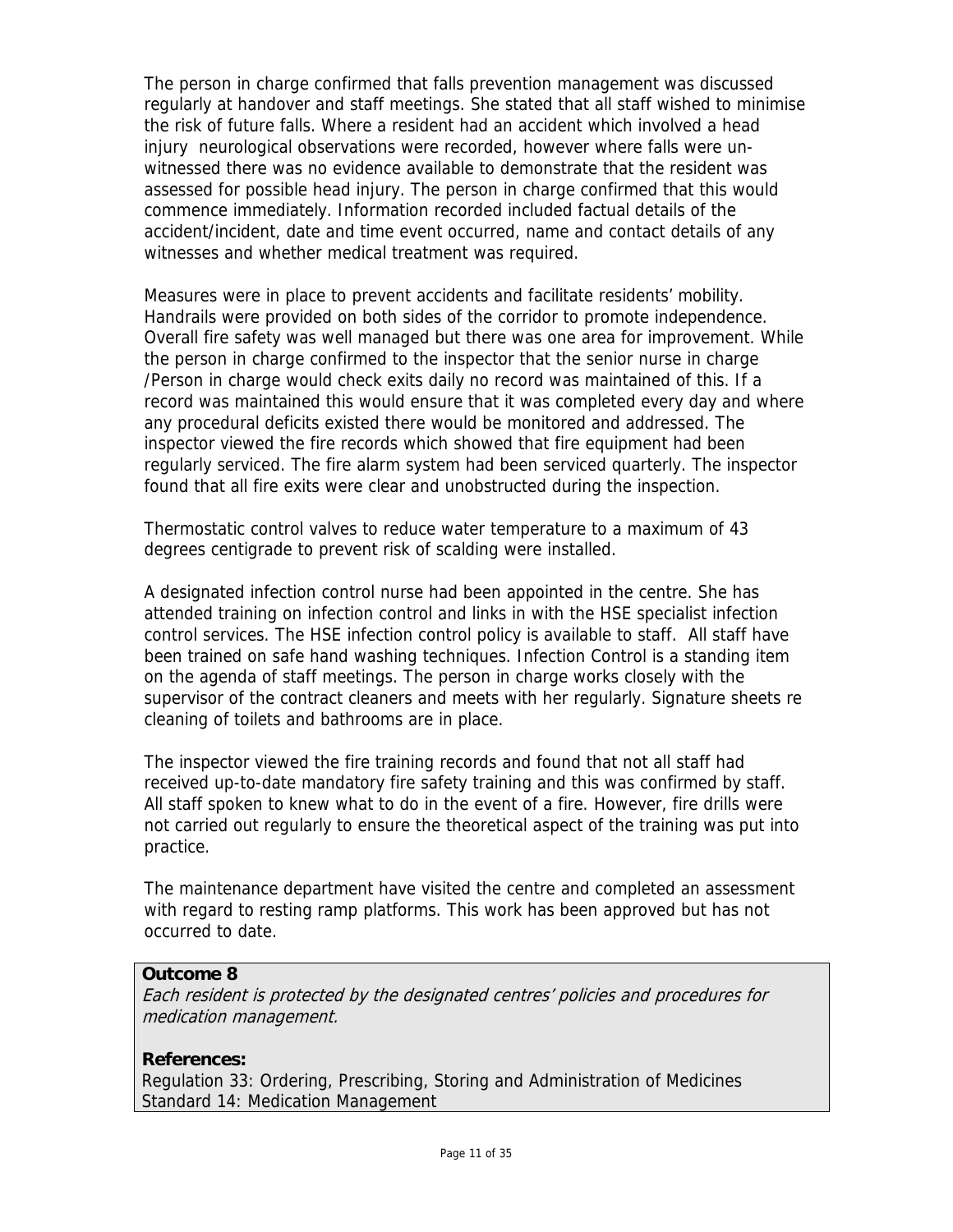The person in charge confirmed that falls prevention management was discussed regularly at handover and staff meetings. She stated that all staff wished to minimise the risk of future falls. Where a resident had an accident which involved a head injury neurological observations were recorded, however where falls were un-witnessed there was no evidence available to demonstrate that the resident was assessed for possible head injury. The person in charge confirmed that this would commence immediately. Information recorded included factual details of the accident/incident, date and time event occurred, name and contact details of any witnesses and whether medical treatment was required.

Measures were in place to prevent accidents and facilitate residents' mobility. Handrails were provided on both sides of the corridor to promote independence. Overall fire safety was well managed but there was one area for improvement. While the person in charge confirmed to the inspector that the senior nurse in charge /Person in charge would check exits daily no record was maintained of this. If a record was maintained this would ensure that it was completed every day and where any procedural deficits existed there would be monitored and addressed. The inspector viewed the fire records which showed that fire equipment had been regularly serviced. The fire alarm system had been serviced quarterly. The inspector found that all fire exits were clear and unobstructed during the inspection.

Thermostatic control valves to reduce water temperature to a maximum of 43 degrees centigrade to prevent risk of scalding were installed.

A designated infection control nurse had been appointed in the centre. She has attended training on infection control and links in with the HSE specialist infection control services. The HSE infection control policy is available to staff. All staff have been trained on safe hand washing techniques. Infection Control is a standing item on the agenda of staff meetings. The person in charge works closely with the supervisor of the contract cleaners and meets with her regularly. Signature sheets re cleaning of toilets and bathrooms are in place.

The inspector viewed the fire training records and found that not all staff had received up-to-date mandatory fire safety training and this was confirmed by staff. All staff spoken to knew what to do in the event of a fire. However, fire drills were not carried out regularly to ensure the theoretical aspect of the training was put into practice.

The maintenance department have visited the centre and completed an assessment with regard to resting ramp platforms. This work has been approved but has not occurred to date.

**Outcome 8**
*Each resident is protected by the designated centres' policies and procedures for medication management.*

**References:**
Regulation 33: Ordering, Prescribing, Storing and Administration of Medicines
Standard 14: Medication Management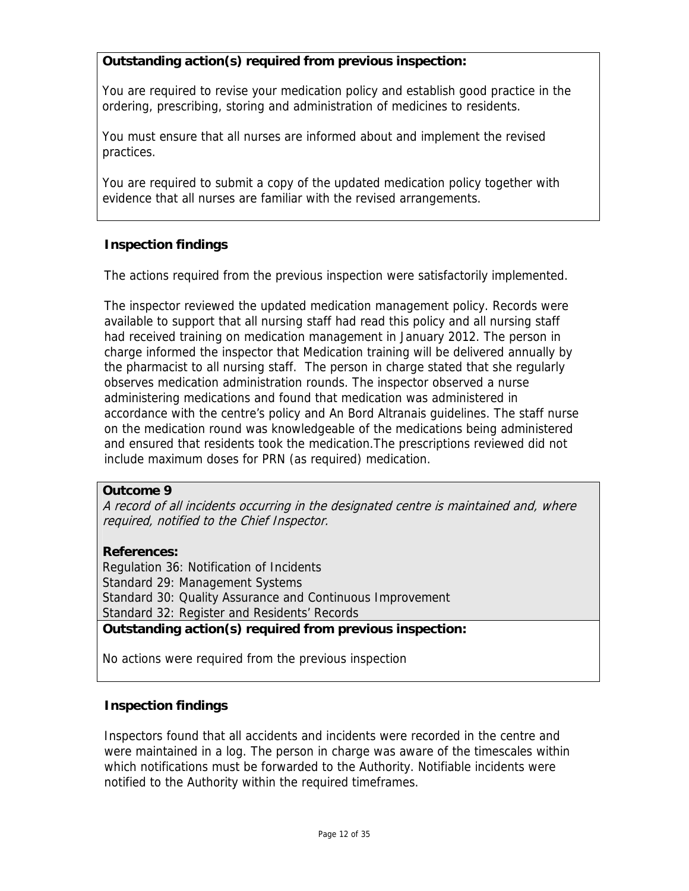**Outstanding action(s) required from previous inspection:**

You are required to revise your medication policy and establish good practice in the ordering, prescribing, storing and administration of medicines to residents.

You must ensure that all nurses are informed about and implement the revised practices.

You are required to submit a copy of the updated medication policy together with evidence that all nurses are familiar with the revised arrangements.

**Inspection findings**

The actions required from the previous inspection were satisfactorily implemented.

The inspector reviewed the updated medication management policy. Records were available to support that all nursing staff had read this policy and all nursing staff had received training on medication management in January 2012. The person in charge informed the inspector that Medication training will be delivered annually by the pharmacist to all nursing staff. The person in charge stated that she regularly observes medication administration rounds. The inspector observed a nurse administering medications and found that medication was administered in accordance with the centre's policy and An Bord Altranais guidelines. The staff nurse on the medication round was knowledgeable of the medications being administered and ensured that residents took the medication.The prescriptions reviewed did not include maximum doses for PRN (as required) medication.

**Outcome 9**

*A record of all incidents occurring in the designated centre is maintained and, where required, notified to the Chief Inspector.*

**References:**
Regulation 36: Notification of Incidents
Standard 29: Management Systems
Standard 30: Quality Assurance and Continuous Improvement
Standard 32: Register and Residents' Records

**Outstanding action(s) required from previous inspection:**

No actions were required from the previous inspection

**Inspection findings**

Inspectors found that all accidents and incidents were recorded in the centre and were maintained in a log. The person in charge was aware of the timescales within which notifications must be forwarded to the Authority. Notifiable incidents were notified to the Authority within the required timeframes.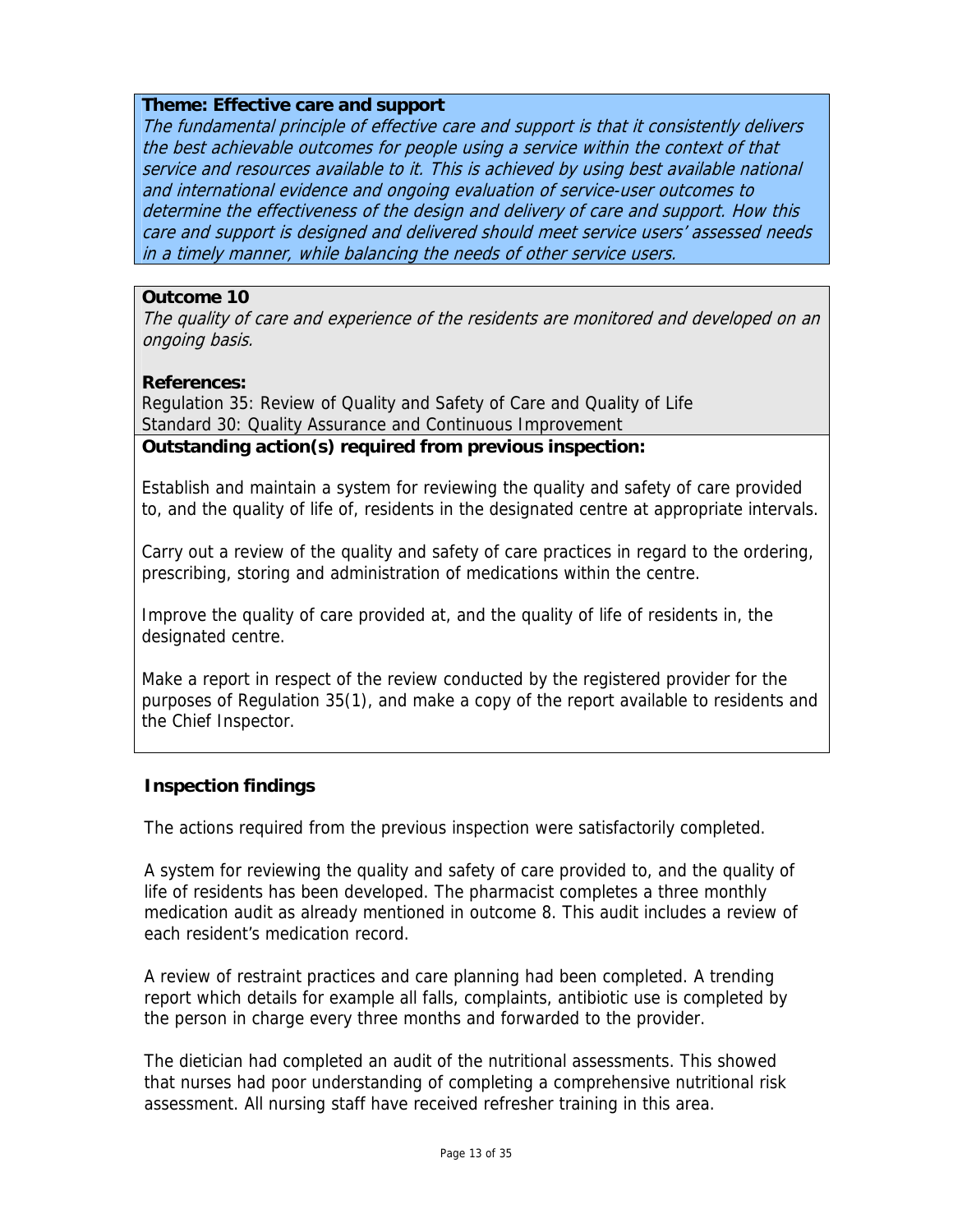**Theme: Effective care and support**

*The fundamental principle of effective care and support is that it consistently delivers the best achievable outcomes for people using a service within the context of that service and resources available to it. This is achieved by using best available national and international evidence and ongoing evaluation of service-user outcomes to determine the effectiveness of the design and delivery of care and support. How this care and support is designed and delivered should meet service users' assessed needs in a timely manner, while balancing the needs of other service users.*

**Outcome 10**

*The quality of care and experience of the residents are monitored and developed on an ongoing basis.*

**References:**

Regulation 35: Review of Quality and Safety of Care and Quality of Life
Standard 30: Quality Assurance and Continuous Improvement

**Outstanding action(s) required from previous inspection:**

Establish and maintain a system for reviewing the quality and safety of care provided to, and the quality of life of, residents in the designated centre at appropriate intervals.

Carry out a review of the quality and safety of care practices in regard to the ordering, prescribing, storing and administration of medications within the centre.

Improve the quality of care provided at, and the quality of life of residents in, the designated centre.

Make a report in respect of the review conducted by the registered provider for the purposes of Regulation 35(1), and make a copy of the report available to residents and the Chief Inspector.

**Inspection findings**

The actions required from the previous inspection were satisfactorily completed.

A system for reviewing the quality and safety of care provided to, and the quality of life of residents has been developed. The pharmacist completes a three monthly medication audit as already mentioned in outcome 8. This audit includes a review of each resident's medication record.

A review of restraint practices and care planning had been completed. A trending report which details for example all falls, complaints, antibiotic use is completed by the person in charge every three months and forwarded to the provider.

The dietician had completed an audit of the nutritional assessments. This showed that nurses had poor understanding of completing a comprehensive nutritional risk assessment. All nursing staff have received refresher training in this area.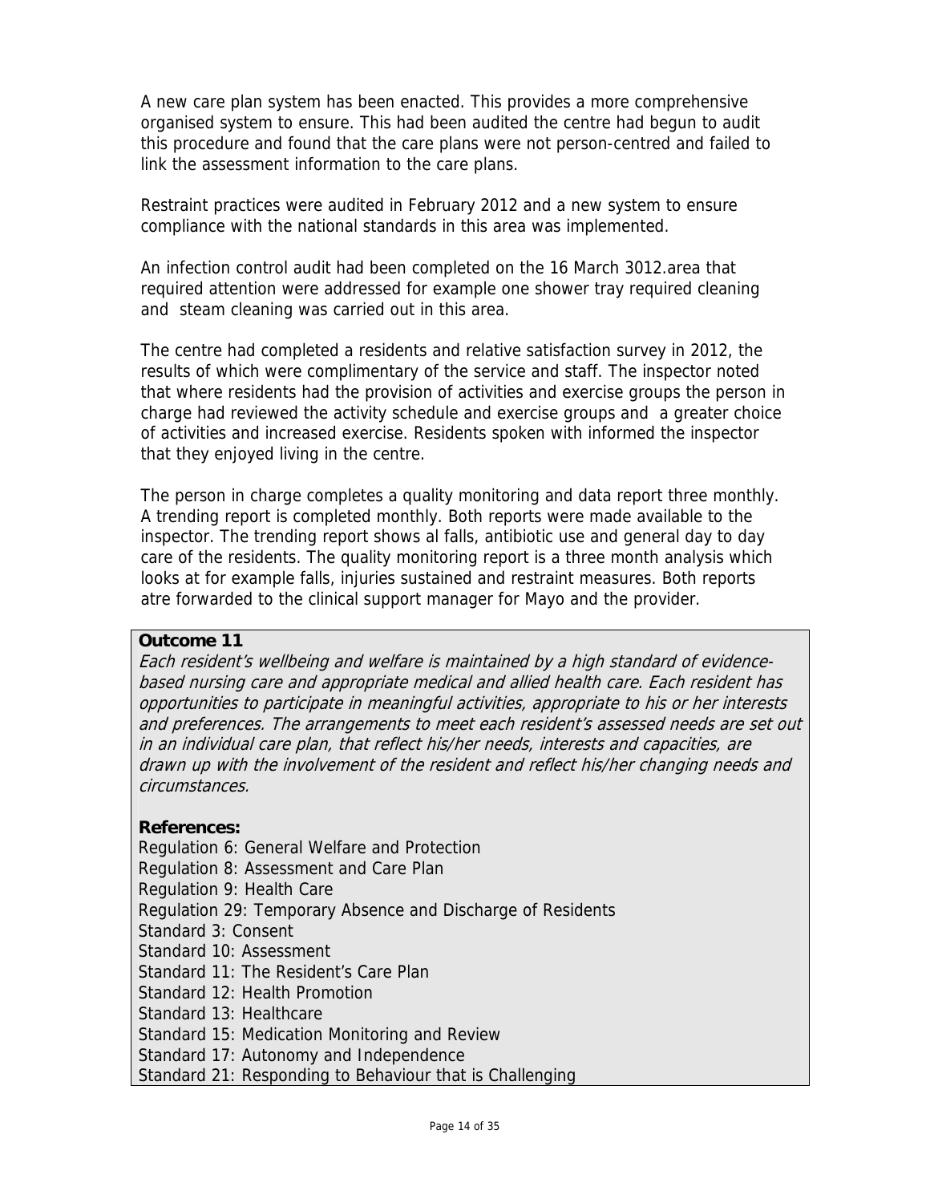A new care plan system has been enacted. This provides a more comprehensive organised system to ensure. This had been audited the centre had begun to audit this procedure and found that the care plans were not person-centred and failed to link the assessment information to the care plans.

Restraint practices were audited in February 2012 and a new system to ensure compliance with the national standards in this area was implemented.

An infection control audit had been completed on the 16 March 3012.area that required attention were addressed for example one shower tray required cleaning and steam cleaning was carried out in this area.

The centre had completed a residents and relative satisfaction survey in 2012, the results of which were complimentary of the service and staff. The inspector noted that where residents had the provision of activities and exercise groups the person in charge had reviewed the activity schedule and exercise groups and a greater choice of activities and increased exercise. Residents spoken with informed the inspector that they enjoyed living in the centre.

The person in charge completes a quality monitoring and data report three monthly. A trending report is completed monthly. Both reports were made available to the inspector. The trending report shows al falls, antibiotic use and general day to day care of the residents. The quality monitoring report is a three month analysis which looks at for example falls, injuries sustained and restraint measures. Both reports atre forwarded to the clinical support manager for Mayo and the provider.

**Outcome 11**

*Each resident's wellbeing and welfare is maintained by a high standard of evidence-based nursing care and appropriate medical and allied health care. Each resident has opportunities to participate in meaningful activities, appropriate to his or her interests and preferences. The arrangements to meet each resident's assessed needs are set out in an individual care plan, that reflect his/her needs, interests and capacities, are drawn up with the involvement of the resident and reflect his/her changing needs and circumstances.*

**References:**

Regulation 6: General Welfare and Protection
Regulation 8: Assessment and Care Plan
Regulation 9: Health Care
Regulation 29: Temporary Absence and Discharge of Residents
Standard 3: Consent
Standard 10: Assessment
Standard 11: The Resident's Care Plan
Standard 12: Health Promotion
Standard 13: Healthcare
Standard 15: Medication Monitoring and Review
Standard 17: Autonomy and Independence
Standard 21: Responding to Behaviour that is Challenging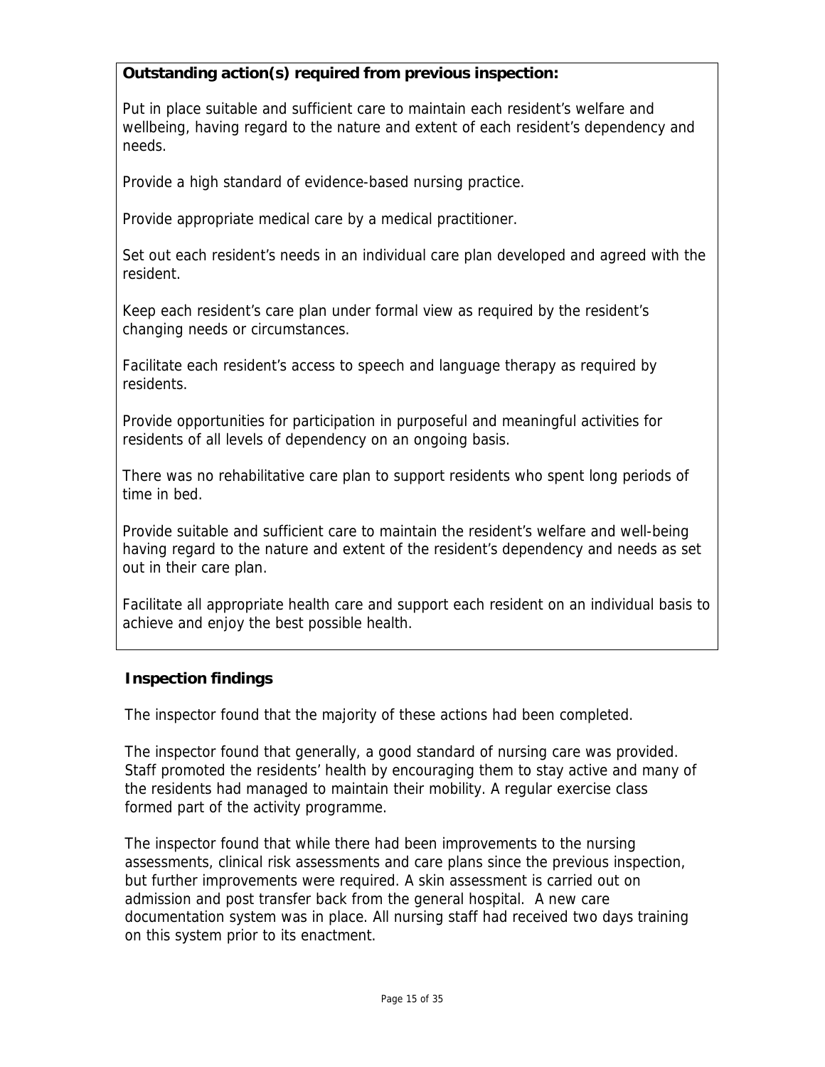**Outstanding action(s) required from previous inspection:**

Put in place suitable and sufficient care to maintain each resident's welfare and wellbeing, having regard to the nature and extent of each resident's dependency and needs.

Provide a high standard of evidence-based nursing practice.

Provide appropriate medical care by a medical practitioner.

Set out each resident's needs in an individual care plan developed and agreed with the resident.

Keep each resident's care plan under formal view as required by the resident's changing needs or circumstances.

Facilitate each resident's access to speech and language therapy as required by residents.

Provide opportunities for participation in purposeful and meaningful activities for residents of all levels of dependency on an ongoing basis.

There was no rehabilitative care plan to support residents who spent long periods of time in bed.

Provide suitable and sufficient care to maintain the resident's welfare and well-being having regard to the nature and extent of the resident's dependency and needs as set out in their care plan.

Facilitate all appropriate health care and support each resident on an individual basis to achieve and enjoy the best possible health.

**Inspection findings**

The inspector found that the majority of these actions had been completed.

The inspector found that generally, a good standard of nursing care was provided. Staff promoted the residents' health by encouraging them to stay active and many of the residents had managed to maintain their mobility. A regular exercise class formed part of the activity programme.

The inspector found that while there had been improvements to the nursing assessments, clinical risk assessments and care plans since the previous inspection, but further improvements were required. A skin assessment is carried out on admission and post transfer back from the general hospital. A new care documentation system was in place. All nursing staff had received two days training on this system prior to its enactment.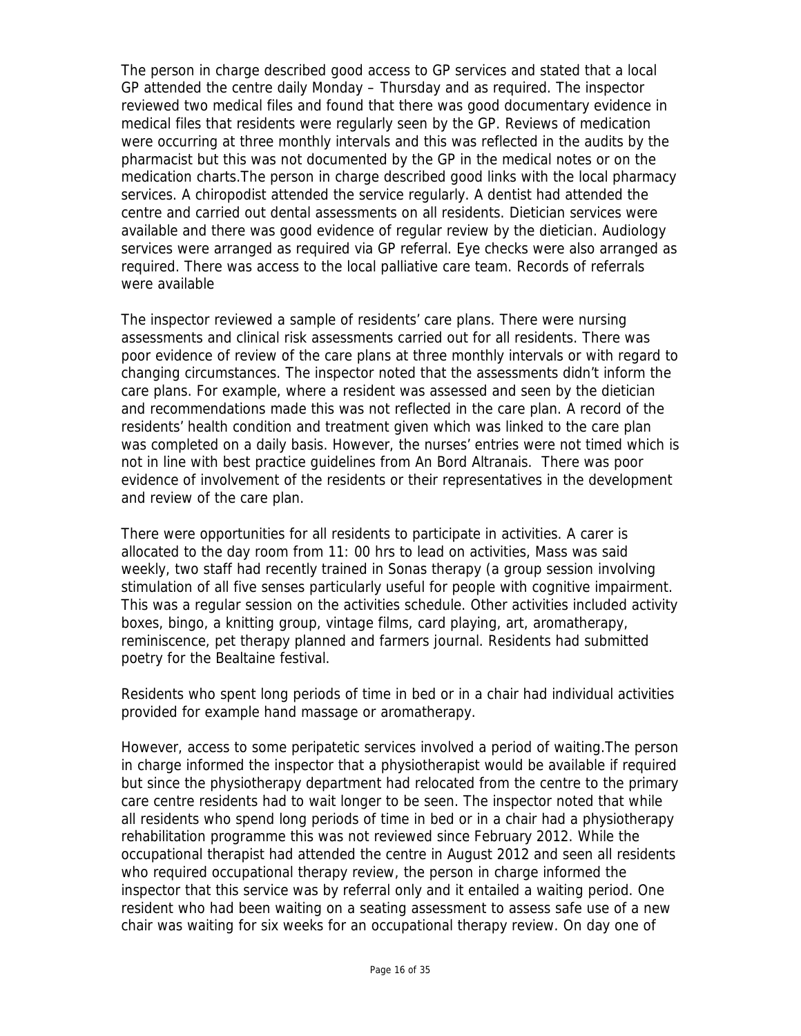The person in charge described good access to GP services and stated that a local GP attended the centre daily Monday – Thursday and as required. The inspector reviewed two medical files and found that there was good documentary evidence in medical files that residents were regularly seen by the GP. Reviews of medication were occurring at three monthly intervals and this was reflected in the audits by the pharmacist but this was not documented by the GP in the medical notes or on the medication charts.The person in charge described good links with the local pharmacy services. A chiropodist attended the service regularly. A dentist had attended the centre and carried out dental assessments on all residents. Dietician services were available and there was good evidence of regular review by the dietician. Audiology services were arranged as required via GP referral. Eye checks were also arranged as required. There was access to the local palliative care team. Records of referrals were available

The inspector reviewed a sample of residents' care plans. There were nursing assessments and clinical risk assessments carried out for all residents. There was poor evidence of review of the care plans at three monthly intervals or with regard to changing circumstances. The inspector noted that the assessments didn't inform the care plans. For example, where a resident was assessed and seen by the dietician and recommendations made this was not reflected in the care plan. A record of the residents' health condition and treatment given which was linked to the care plan was completed on a daily basis. However, the nurses' entries were not timed which is not in line with best practice guidelines from An Bord Altranais. There was poor evidence of involvement of the residents or their representatives in the development and review of the care plan.

There were opportunities for all residents to participate in activities. A carer is allocated to the day room from 11: 00 hrs to lead on activities, Mass was said weekly, two staff had recently trained in Sonas therapy (a group session involving stimulation of all five senses particularly useful for people with cognitive impairment. This was a regular session on the activities schedule. Other activities included activity boxes, bingo, a knitting group, vintage films, card playing, art, aromatherapy, reminiscence, pet therapy planned and farmers journal. Residents had submitted poetry for the Bealtaine festival.

Residents who spent long periods of time in bed or in a chair had individual activities provided for example hand massage or aromatherapy.

However, access to some peripatetic services involved a period of waiting.The person in charge informed the inspector that a physiotherapist would be available if required but since the physiotherapy department had relocated from the centre to the primary care centre residents had to wait longer to be seen. The inspector noted that while all residents who spend long periods of time in bed or in a chair had a physiotherapy rehabilitation programme this was not reviewed since February 2012. While the occupational therapist had attended the centre in August 2012 and seen all residents who required occupational therapy review, the person in charge informed the inspector that this service was by referral only and it entailed a waiting period. One resident who had been waiting on a seating assessment to assess safe use of a new chair was waiting for six weeks for an occupational therapy review. On day one of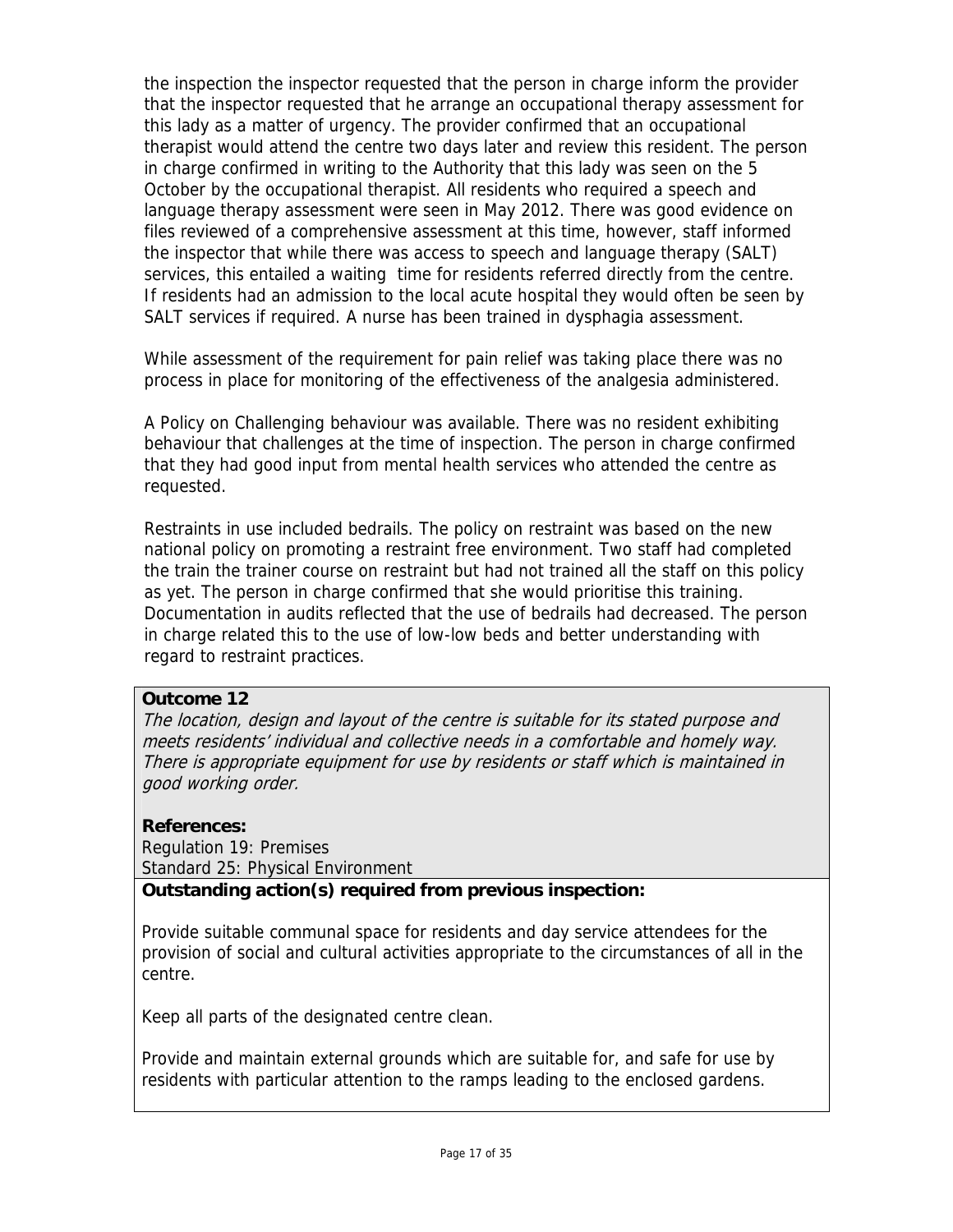the inspection the inspector requested that the person in charge inform the provider that the inspector requested that he arrange an occupational therapy assessment for this lady as a matter of urgency. The provider confirmed that an occupational therapist would attend the centre two days later and review this resident. The person in charge confirmed in writing to the Authority that this lady was seen on the 5 October by the occupational therapist. All residents who required a speech and language therapy assessment were seen in May 2012. There was good evidence on files reviewed of a comprehensive assessment at this time, however, staff informed the inspector that while there was access to speech and language therapy (SALT) services, this entailed a waiting time for residents referred directly from the centre. If residents had an admission to the local acute hospital they would often be seen by SALT services if required. A nurse has been trained in dysphagia assessment.

While assessment of the requirement for pain relief was taking place there was no process in place for monitoring of the effectiveness of the analgesia administered.

A Policy on Challenging behaviour was available. There was no resident exhibiting behaviour that challenges at the time of inspection. The person in charge confirmed that they had good input from mental health services who attended the centre as requested.

Restraints in use included bedrails. The policy on restraint was based on the new national policy on promoting a restraint free environment. Two staff had completed the train the trainer course on restraint but had not trained all the staff on this policy as yet. The person in charge confirmed that she would prioritise this training. Documentation in audits reflected that the use of bedrails had decreased. The person in charge related this to the use of low-low beds and better understanding with regard to restraint practices.

**Outcome 12**

*The location, design and layout of the centre is suitable for its stated purpose and meets residents' individual and collective needs in a comfortable and homely way. There is appropriate equipment for use by residents or staff which is maintained in good working order.*

**References:**
Regulation 19: Premises
Standard 25: Physical Environment

**Outstanding action(s) required from previous inspection:**

Provide suitable communal space for residents and day service attendees for the provision of social and cultural activities appropriate to the circumstances of all in the centre.

Keep all parts of the designated centre clean.

Provide and maintain external grounds which are suitable for, and safe for use by residents with particular attention to the ramps leading to the enclosed gardens.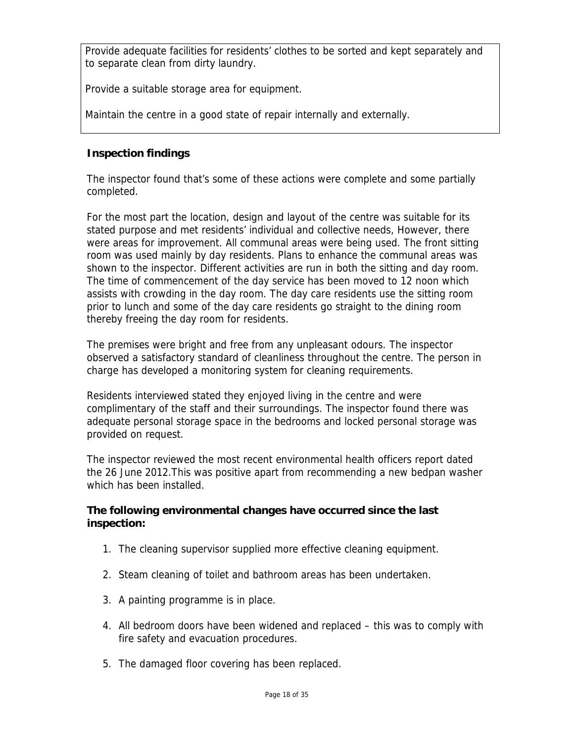Provide adequate facilities for residents' clothes to be sorted and kept separately and to separate clean from dirty laundry.

Provide a suitable storage area for equipment.

Maintain the centre in a good state of repair internally and externally.

**Inspection findings**

The inspector found that's some of these actions were complete and some partially completed.

For the most part the location, design and layout of the centre was suitable for its stated purpose and met residents' individual and collective needs, However, there were areas for improvement. All communal areas were being used. The front sitting room was used mainly by day residents. Plans to enhance the communal areas was shown to the inspector. Different activities are run in both the sitting and day room. The time of commencement of the day service has been moved to 12 noon which assists with crowding in the day room. The day care residents use the sitting room prior to lunch and some of the day care residents go straight to the dining room thereby freeing the day room for residents.

The premises were bright and free from any unpleasant odours. The inspector observed a satisfactory standard of cleanliness throughout the centre. The person in charge has developed a monitoring system for cleaning requirements.

Residents interviewed stated they enjoyed living in the centre and were complimentary of the staff and their surroundings. The inspector found there was adequate personal storage space in the bedrooms and locked personal storage was provided on request.

The inspector reviewed the most recent environmental health officers report dated the 26 June 2012.This was positive apart from recommending a new bedpan washer which has been installed.

**The following environmental changes have occurred since the last inspection:**

1. The cleaning supervisor supplied more effective cleaning equipment.
2. Steam cleaning of toilet and bathroom areas has been undertaken.
3. A painting programme is in place.
4. All bedroom doors have been widened and replaced – this was to comply with fire safety and evacuation procedures.
5. The damaged floor covering has been replaced.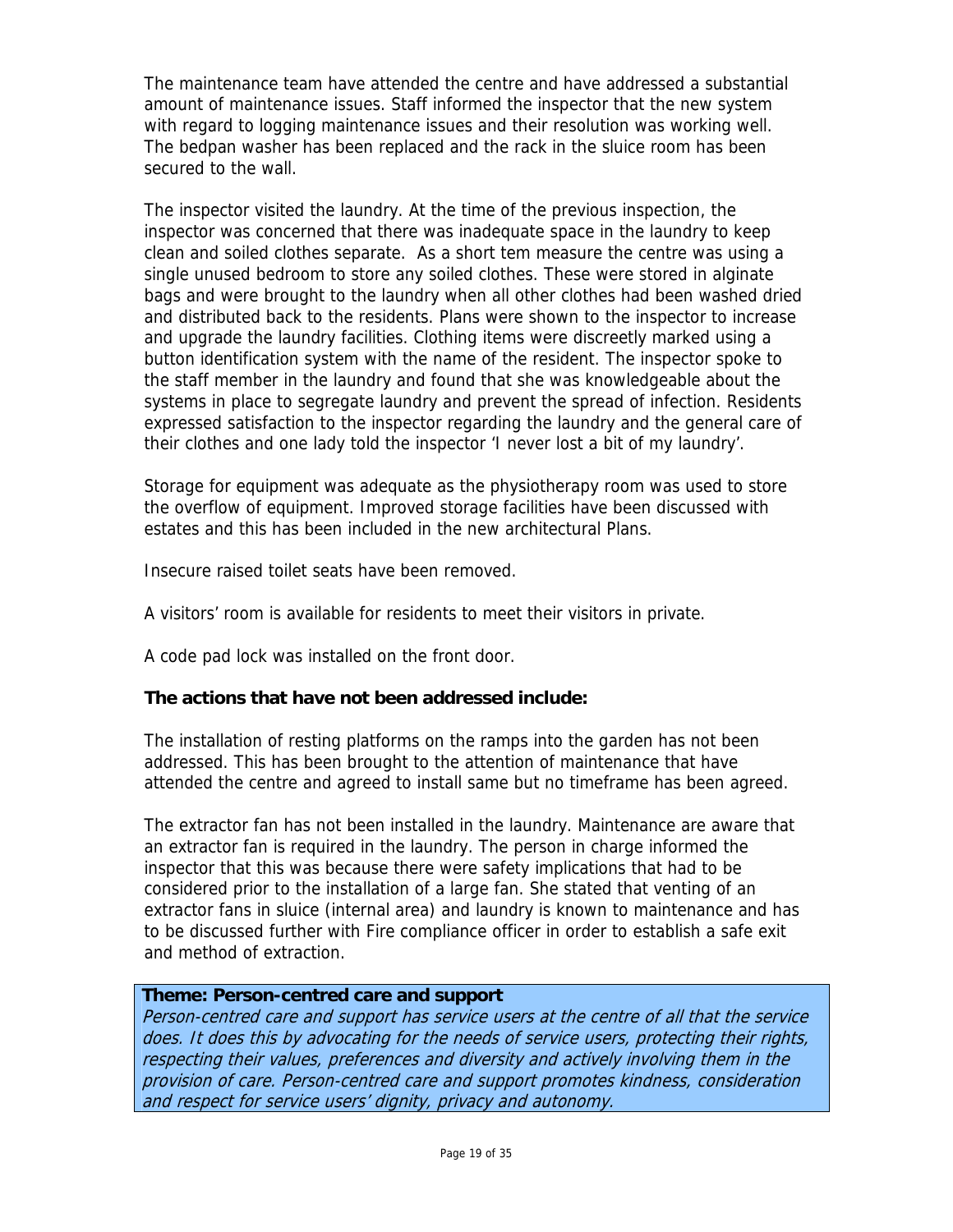The maintenance team have attended the centre and have addressed a substantial amount of maintenance issues. Staff informed the inspector that the new system with regard to logging maintenance issues and their resolution was working well. The bedpan washer has been replaced and the rack in the sluice room has been secured to the wall.

The inspector visited the laundry. At the time of the previous inspection, the inspector was concerned that there was inadequate space in the laundry to keep clean and soiled clothes separate. As a short tem measure the centre was using a single unused bedroom to store any soiled clothes. These were stored in alginate bags and were brought to the laundry when all other clothes had been washed dried and distributed back to the residents. Plans were shown to the inspector to increase and upgrade the laundry facilities. Clothing items were discreetly marked using a button identification system with the name of the resident. The inspector spoke to the staff member in the laundry and found that she was knowledgeable about the systems in place to segregate laundry and prevent the spread of infection. Residents expressed satisfaction to the inspector regarding the laundry and the general care of their clothes and one lady told the inspector 'I never lost a bit of my laundry'.

Storage for equipment was adequate as the physiotherapy room was used to store the overflow of equipment. Improved storage facilities have been discussed with estates and this has been included in the new architectural Plans.

Insecure raised toilet seats have been removed.

A visitors' room is available for residents to meet their visitors in private.

A code pad lock was installed on the front door.

**The actions that have not been addressed include:**

The installation of resting platforms on the ramps into the garden has not been addressed. This has been brought to the attention of maintenance that have attended the centre and agreed to install same but no timeframe has been agreed.

The extractor fan has not been installed in the laundry. Maintenance are aware that an extractor fan is required in the laundry. The person in charge informed the inspector that this was because there were safety implications that had to be considered prior to the installation of a large fan. She stated that venting of an extractor fans in sluice (internal area) and laundry is known to maintenance and has to be discussed further with Fire compliance officer in order to establish a safe exit and method of extraction.

**Theme: Person-centred care and support**

*Person-centred care and support has service users at the centre of all that the service does. It does this by advocating for the needs of service users, protecting their rights, respecting their values, preferences and diversity and actively involving them in the provision of care. Person-centred care and support promotes kindness, consideration and respect for service users' dignity, privacy and autonomy.*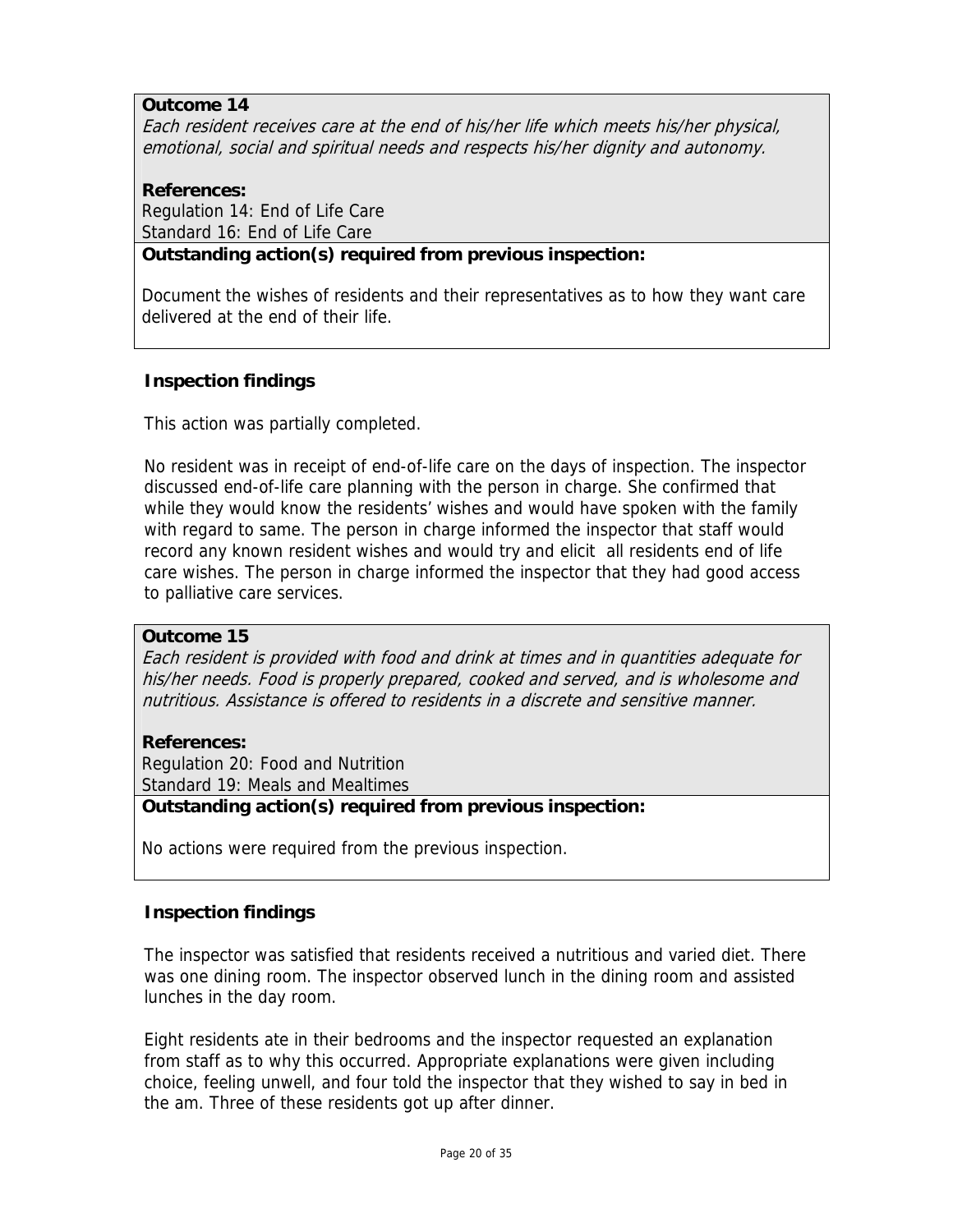**Outcome 14**
*Each resident receives care at the end of his/her life which meets his/her physical, emotional, social and spiritual needs and respects his/her dignity and autonomy.*

**References:**
Regulation 14: End of Life Care
Standard 16: End of Life Care

**Outstanding action(s) required from previous inspection:**

Document the wishes of residents and their representatives as to how they want care delivered at the end of their life.

**Inspection findings**

This action was partially completed.

No resident was in receipt of end-of-life care on the days of inspection. The inspector discussed end-of-life care planning with the person in charge. She confirmed that while they would know the residents' wishes and would have spoken with the family with regard to same. The person in charge informed the inspector that staff would record any known resident wishes and would try and elicit all residents end of life care wishes. The person in charge informed the inspector that they had good access to palliative care services.

**Outcome 15**
*Each resident is provided with food and drink at times and in quantities adequate for his/her needs. Food is properly prepared, cooked and served, and is wholesome and nutritious. Assistance is offered to residents in a discrete and sensitive manner.*

**References:**
Regulation 20: Food and Nutrition
Standard 19: Meals and Mealtimes

**Outstanding action(s) required from previous inspection:**

No actions were required from the previous inspection.

**Inspection findings**

The inspector was satisfied that residents received a nutritious and varied diet. There was one dining room. The inspector observed lunch in the dining room and assisted lunches in the day room.

Eight residents ate in their bedrooms and the inspector requested an explanation from staff as to why this occurred. Appropriate explanations were given including choice, feeling unwell, and four told the inspector that they wished to say in bed in the am. Three of these residents got up after dinner.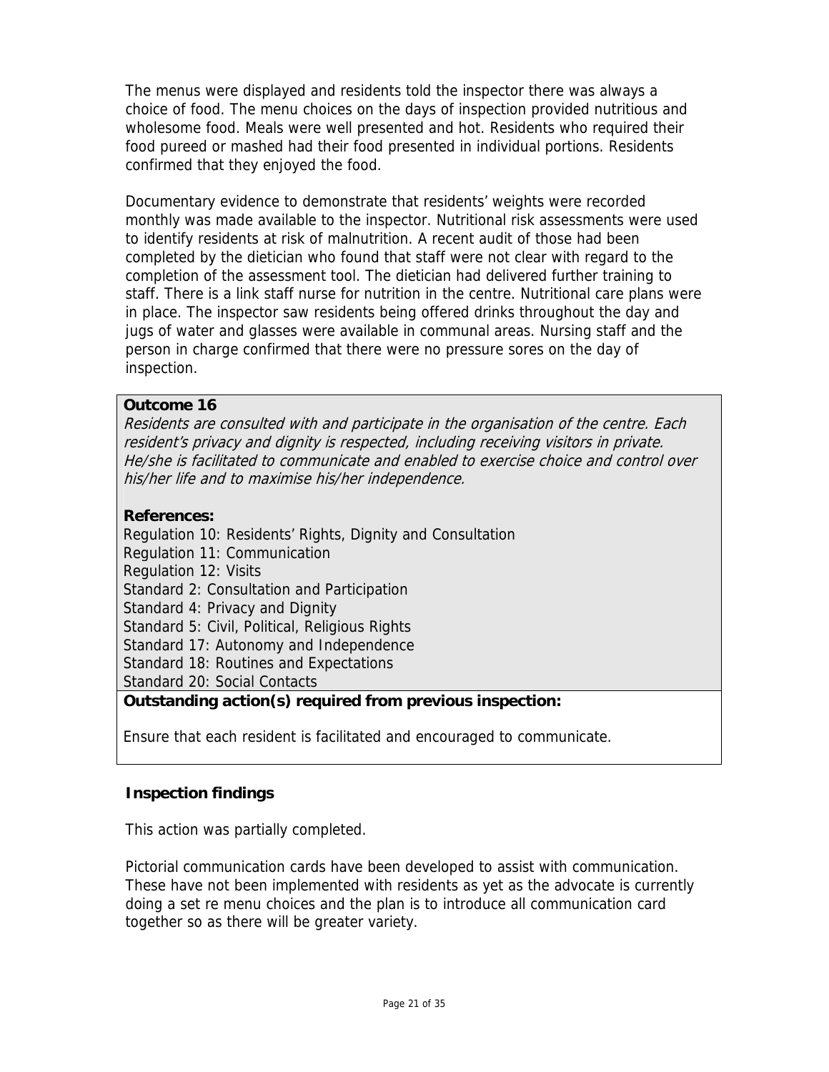The menus were displayed and residents told the inspector there was always a choice of food. The menu choices on the days of inspection provided nutritious and wholesome food. Meals were well presented and hot. Residents who required their food pureed or mashed had their food presented in individual portions. Residents confirmed that they enjoyed the food.

Documentary evidence to demonstrate that residents' weights were recorded monthly was made available to the inspector. Nutritional risk assessments were used to identify residents at risk of malnutrition. A recent audit of those had been completed by the dietician who found that staff were not clear with regard to the completion of the assessment tool. The dietician had delivered further training to staff. There is a link staff nurse for nutrition in the centre. Nutritional care plans were in place. The inspector saw residents being offered drinks throughout the day and jugs of water and glasses were available in communal areas. Nursing staff and the person in charge confirmed that there were no pressure sores on the day of inspection.

**Outcome 16**

*Residents are consulted with and participate in the organisation of the centre. Each resident's privacy and dignity is respected, including receiving visitors in private. He/she is facilitated to communicate and enabled to exercise choice and control over his/her life and to maximise his/her independence.*

**References:**

Regulation 10: Residents' Rights, Dignity and Consultation
Regulation 11: Communication
Regulation 12: Visits
Standard 2: Consultation and Participation
Standard 4: Privacy and Dignity
Standard 5: Civil, Political, Religious Rights
Standard 17: Autonomy and Independence
Standard 18: Routines and Expectations
Standard 20: Social Contacts

**Outstanding action(s) required from previous inspection:**

Ensure that each resident is facilitated and encouraged to communicate.

**Inspection findings**

This action was partially completed.

Pictorial communication cards have been developed to assist with communication. These have not been implemented with residents as yet as the advocate is currently doing a set re menu choices and the plan is to introduce all communication card together so as there will be greater variety.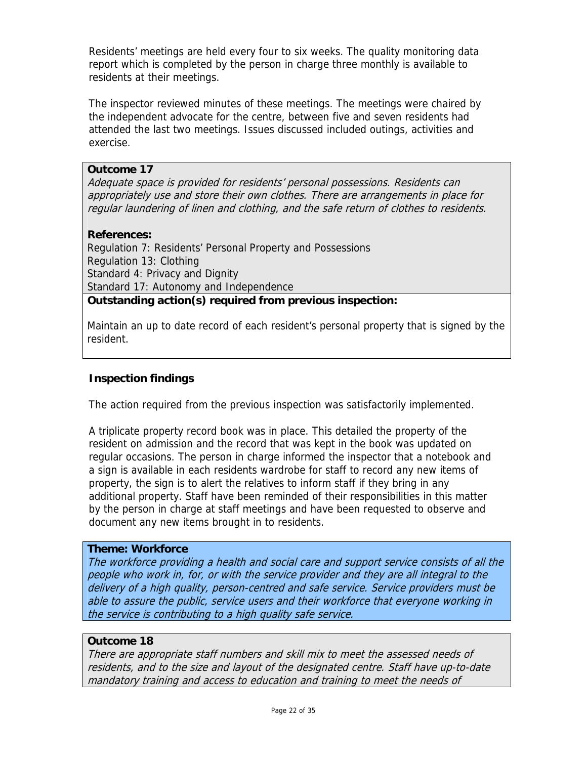Residents' meetings are held every four to six weeks. The quality monitoring data report which is completed by the person in charge three monthly is available to residents at their meetings.

The inspector reviewed minutes of these meetings. The meetings were chaired by the independent advocate for the centre, between five and seven residents had attended the last two meetings. Issues discussed included outings, activities and exercise.

**Outcome 17**

*Adequate space is provided for residents' personal possessions. Residents can appropriately use and store their own clothes. There are arrangements in place for regular laundering of linen and clothing, and the safe return of clothes to residents.*

**References:**

Regulation 7: Residents' Personal Property and Possessions
Regulation 13: Clothing
Standard 4: Privacy and Dignity
Standard 17: Autonomy and Independence

**Outstanding action(s) required from previous inspection:**

Maintain an up to date record of each resident's personal property that is signed by the resident.

**Inspection findings**

The action required from the previous inspection was satisfactorily implemented.

A triplicate property record book was in place. This detailed the property of the resident on admission and the record that was kept in the book was updated on regular occasions. The person in charge informed the inspector that a notebook and a sign is available in each residents wardrobe for staff to record any new items of property, the sign is to alert the relatives to inform staff if they bring in any additional property. Staff have been reminded of their responsibilities in this matter by the person in charge at staff meetings and have been requested to observe and document any new items brought in to residents.

**Theme: Workforce**

*The workforce providing a health and social care and support service consists of all the people who work in, for, or with the service provider and they are all integral to the delivery of a high quality, person-centred and safe service. Service providers must be able to assure the public, service users and their workforce that everyone working in the service is contributing to a high quality safe service.*

**Outcome 18**

*There are appropriate staff numbers and skill mix to meet the assessed needs of residents, and to the size and layout of the designated centre. Staff have up-to-date mandatory training and access to education and training to meet the needs of*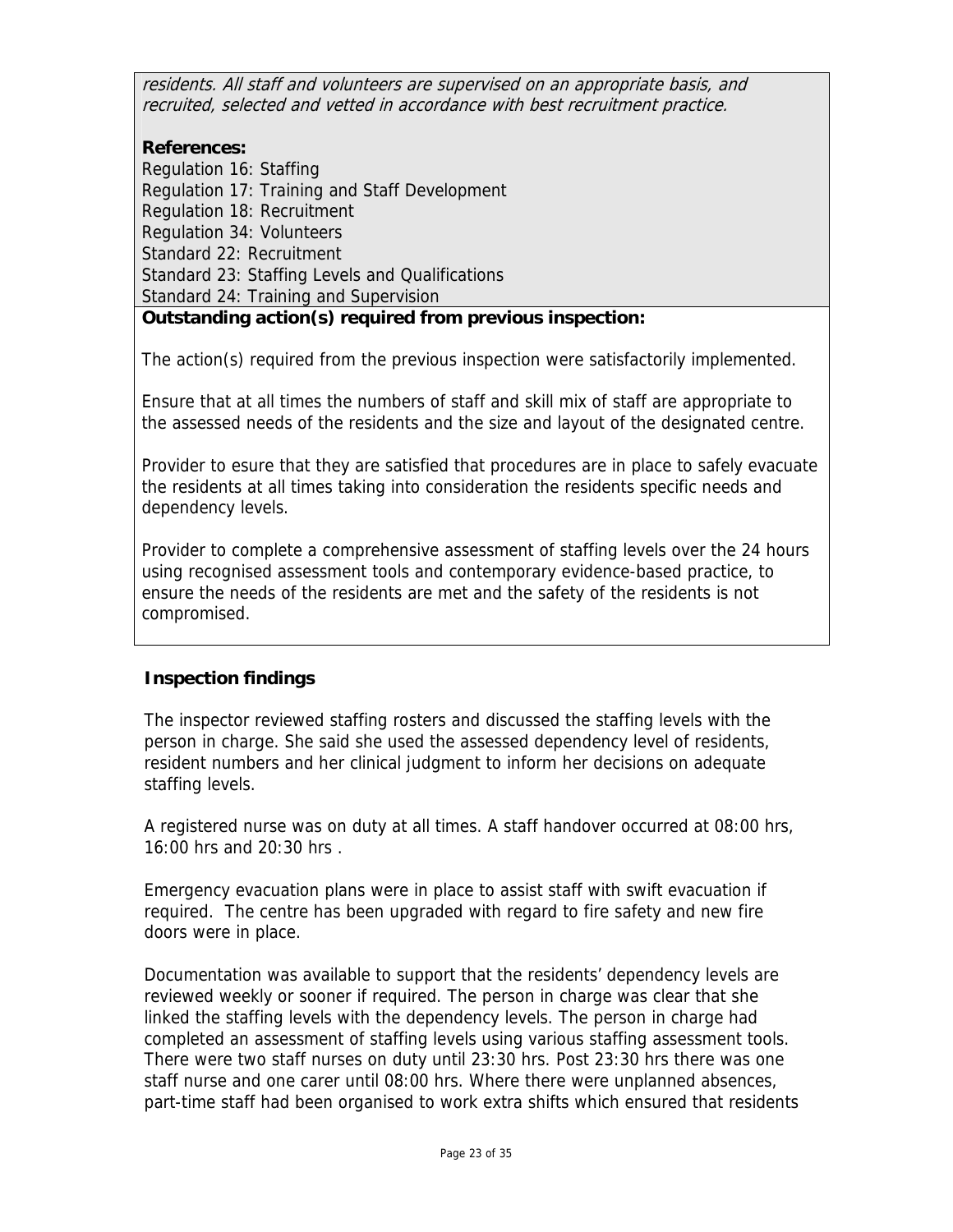*residents. All staff and volunteers are supervised on an appropriate basis, and recruited, selected and vetted in accordance with best recruitment practice.*

**References:**
Regulation 16: Staffing
Regulation 17: Training and Staff Development
Regulation 18: Recruitment
Regulation 34: Volunteers
Standard 22: Recruitment
Standard 23: Staffing Levels and Qualifications
Standard 24: Training and Supervision

**Outstanding action(s) required from previous inspection:**

The action(s) required from the previous inspection were satisfactorily implemented.

Ensure that at all times the numbers of staff and skill mix of staff are appropriate to the assessed needs of the residents and the size and layout of the designated centre.

Provider to esure that they are satisfied that procedures are in place to safely evacuate the residents at all times taking into consideration the residents specific needs and dependency levels.

Provider to complete a comprehensive assessment of staffing levels over the 24 hours using recognised assessment tools and contemporary evidence-based practice, to ensure the needs of the residents are met and the safety of the residents is not compromised.

**Inspection findings**

The inspector reviewed staffing rosters and discussed the staffing levels with the person in charge. She said she used the assessed dependency level of residents, resident numbers and her clinical judgment to inform her decisions on adequate staffing levels.

A registered nurse was on duty at all times. A staff handover occurred at 08:00 hrs, 16:00 hrs and 20:30 hrs .

Emergency evacuation plans were in place to assist staff with swift evacuation if required. The centre has been upgraded with regard to fire safety and new fire doors were in place.

Documentation was available to support that the residents' dependency levels are reviewed weekly or sooner if required. The person in charge was clear that she linked the staffing levels with the dependency levels. The person in charge had completed an assessment of staffing levels using various staffing assessment tools. There were two staff nurses on duty until 23:30 hrs. Post 23:30 hrs there was one staff nurse and one carer until 08:00 hrs. Where there were unplanned absences, part-time staff had been organised to work extra shifts which ensured that residents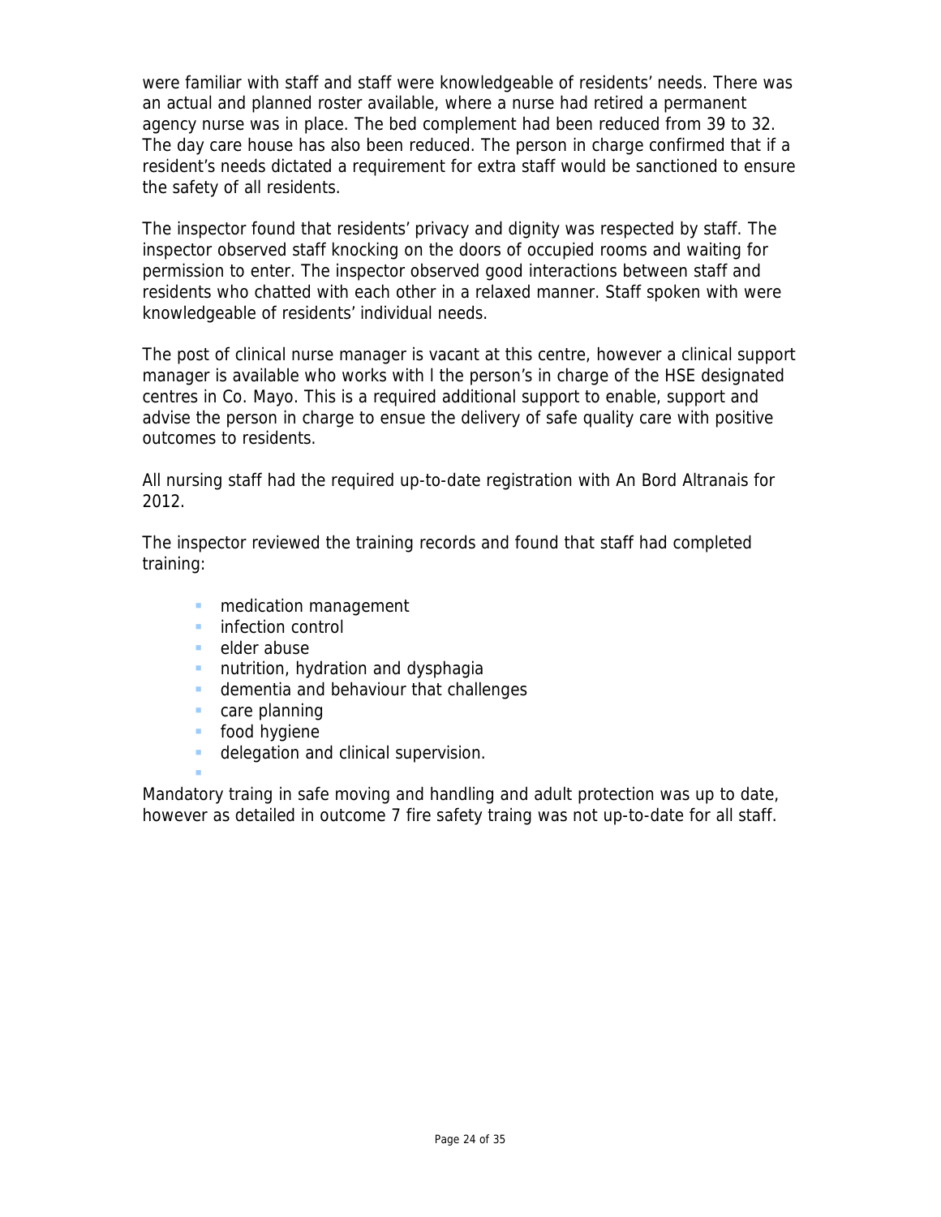were familiar with staff and staff were knowledgeable of residents' needs. There was an actual and planned roster available, where a nurse had retired a permanent agency nurse was in place. The bed complement had been reduced from 39 to 32. The day care house has also been reduced. The person in charge confirmed that if a resident's needs dictated a requirement for extra staff would be sanctioned to ensure the safety of all residents.

The inspector found that residents' privacy and dignity was respected by staff. The inspector observed staff knocking on the doors of occupied rooms and waiting for permission to enter. The inspector observed good interactions between staff and residents who chatted with each other in a relaxed manner. Staff spoken with were knowledgeable of residents' individual needs.

The post of clinical nurse manager is vacant at this centre, however a clinical support manager is available who works with l the person's in charge of the HSE designated centres in Co. Mayo. This is a required additional support to enable, support and advise the person in charge to ensue the delivery of safe quality care with positive outcomes to residents.

All nursing staff had the required up-to-date registration with An Bord Altranais for 2012.

The inspector reviewed the training records and found that staff had completed training:

- medication management
- infection control
- elder abuse
- nutrition, hydration and dysphagia
- dementia and behaviour that challenges
- care planning
- food hygiene
- delegation and clinical supervision.

Mandatory traing in safe moving and handling and adult protection was up to date, however as detailed in outcome 7 fire safety traing was not up-to-date for all staff.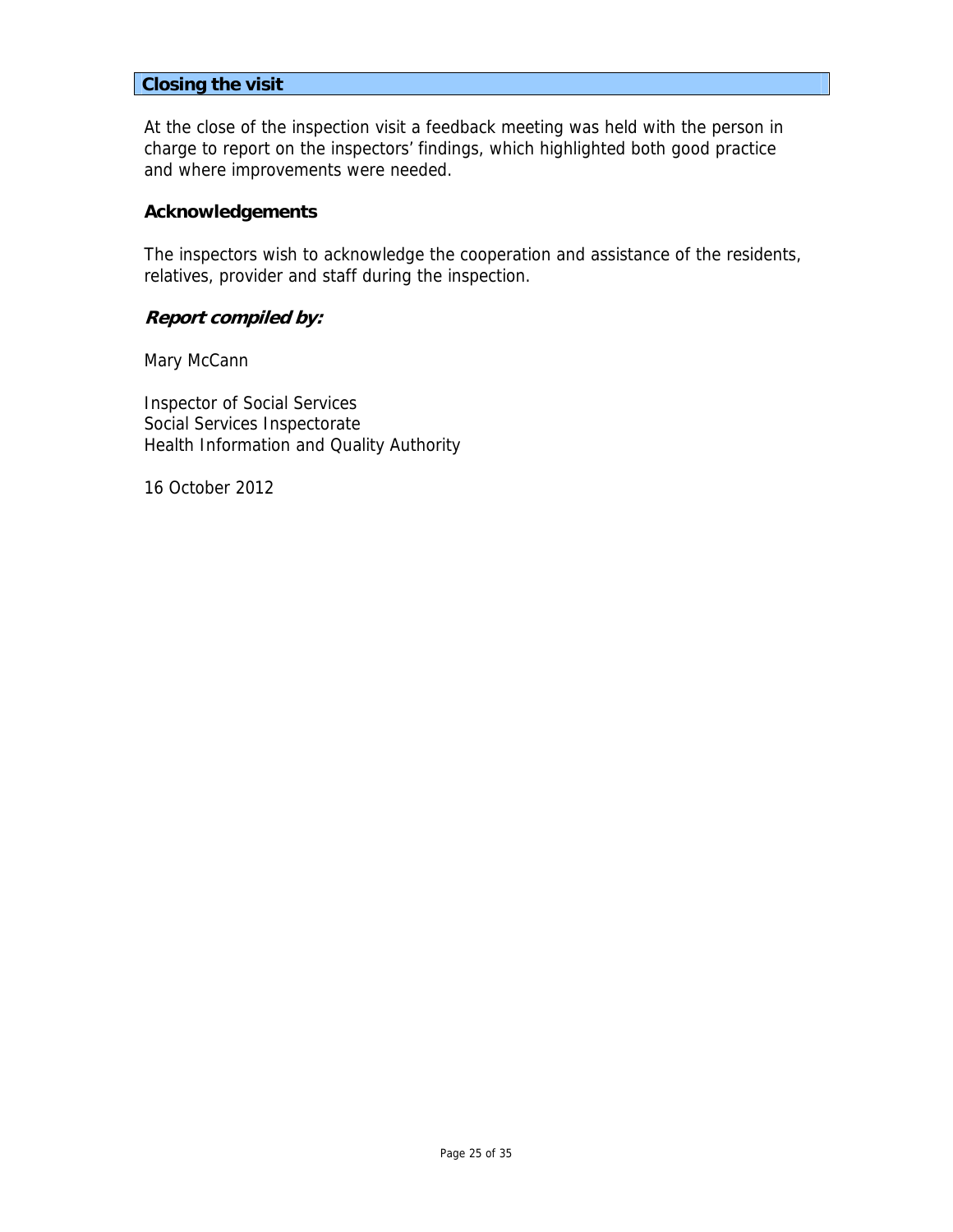## Closing the visit

At the close of the inspection visit a feedback meeting was held with the person in charge to report on the inspectors' findings, which highlighted both good practice and where improvements were needed.

### Acknowledgements

The inspectors wish to acknowledge the cooperation and assistance of the residents, relatives, provider and staff during the inspection.

### *Report compiled by:*

Mary McCann

Inspector of Social Services
Social Services Inspectorate
Health Information and Quality Authority

16 October 2012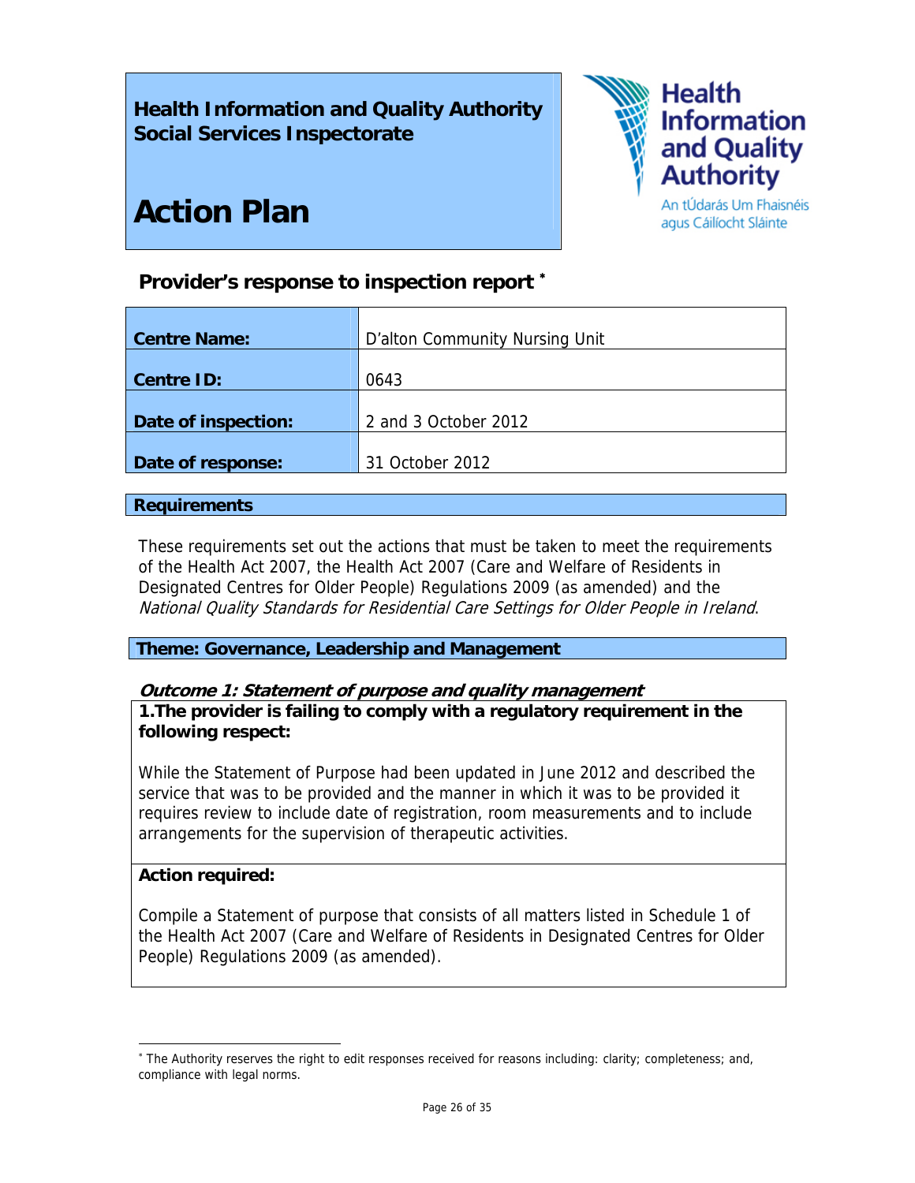# Health Information and Quality Authority Social Services Inspectorate

# Action Plan

## Provider's response to inspection report *

| | |
|---|---|
| **Centre Name:** | D'alton Community Nursing Unit |
| **Centre ID:** | 0643 |
| **Date of inspection:** | 2 and 3 October 2012 |
| **Date of response:** | 31 October 2012 |

### Requirements

These requirements set out the actions that must be taken to meet the requirements of the Health Act 2007, the Health Act 2007 (Care and Welfare of Residents in Designated Centres for Older People) Regulations 2009 (as amended) and the *National Quality Standards for Residential Care Settings for Older People in Ireland*.

### Theme: Governance, Leadership and Management

***Outcome 1: Statement of purpose and quality management***

**1.The provider is failing to comply with a regulatory requirement in the following respect:**

While the Statement of Purpose had been updated in June 2012 and described the service that was to be provided and the manner in which it was to be provided it requires review to include date of registration, room measurements and to include arrangements for the supervision of therapeutic activities.

**Action required:**

Compile a Statement of purpose that consists of all matters listed in Schedule 1 of the Health Act 2007 (Care and Welfare of Residents in Designated Centres for Older People) Regulations 2009 (as amended).

* The Authority reserves the right to edit responses received for reasons including: clarity; completeness; and, compliance with legal norms.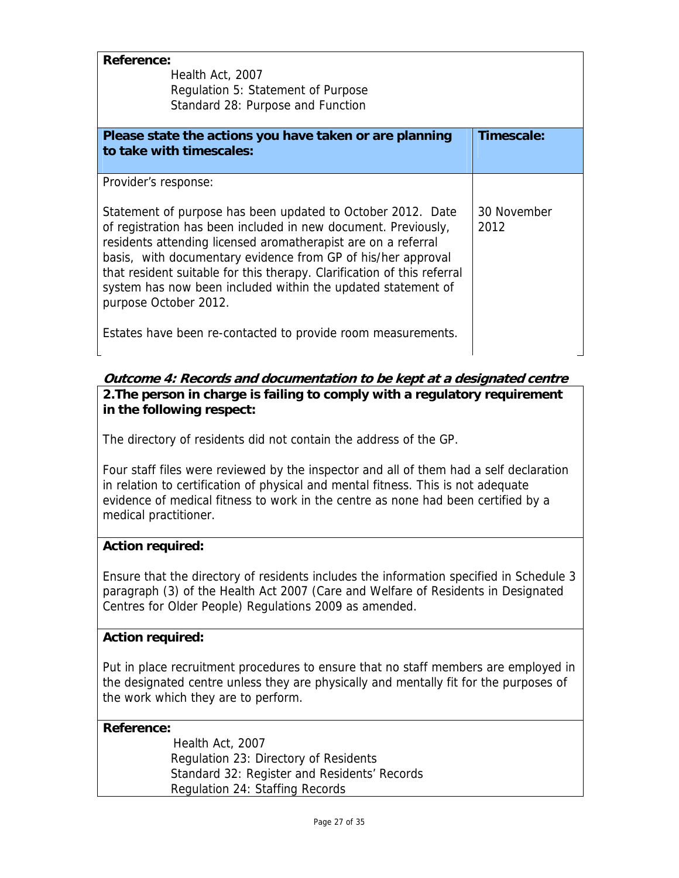**Reference:**

Health Act, 2007
Regulation 5: Statement of Purpose
Standard 28: Purpose and Function

| Please state the actions you have taken or are planning to take with timescales: | Timescale: |
| --- | --- |
| Provider's response:<br><br>Statement of purpose has been updated to October 2012. Date of registration has been included in new document. Previously, residents attending licensed aromatherapist are on a referral basis, with documentary evidence from GP of his/her approval that resident suitable for this therapy. Clarification of this referral system has now been included within the updated statement of purpose October 2012.<br><br>Estates have been re-contacted to provide room measurements. | 30 November 2012 |

### *Outcome 4: Records and documentation to be kept at a designated centre*

**2.The person in charge is failing to comply with a regulatory requirement in the following respect:**

The directory of residents did not contain the address of the GP.

Four staff files were reviewed by the inspector and all of them had a self declaration in relation to certification of physical and mental fitness. This is not adequate evidence of medical fitness to work in the centre as none had been certified by a medical practitioner.

**Action required:**

Ensure that the directory of residents includes the information specified in Schedule 3 paragraph (3) of the Health Act 2007 (Care and Welfare of Residents in Designated Centres for Older People) Regulations 2009 as amended.

**Action required:**

Put in place recruitment procedures to ensure that no staff members are employed in the designated centre unless they are physically and mentally fit for the purposes of the work which they are to perform.

**Reference:**

Health Act, 2007
Regulation 23: Directory of Residents
Standard 32: Register and Residents' Records
Regulation 24: Staffing Records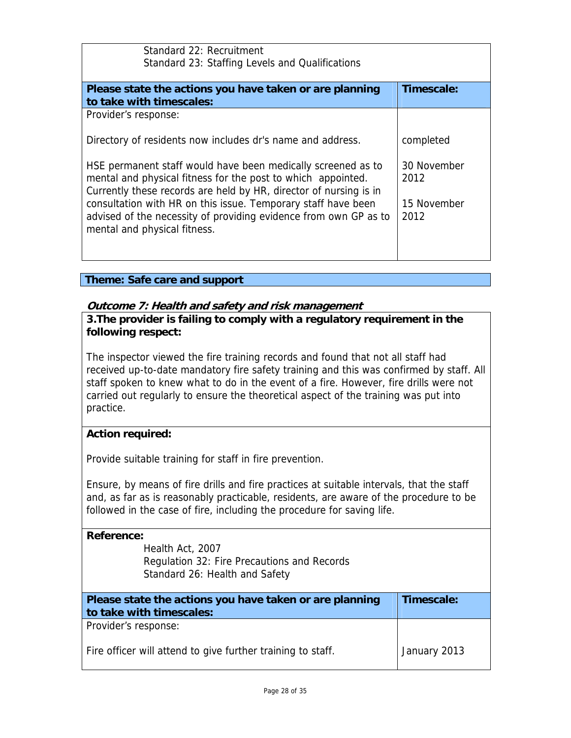Standard 22: Recruitment
Standard 23: Staffing Levels and Qualifications

| Please state the actions you have taken or are planning to take with timescales: | Timescale: |
|---|---|
| Provider's response: | |
| Directory of residents now includes dr's name and address. | completed |
| HSE permanent staff would have been medically screened as to mental and physical fitness for the post to which appointed. Currently these records are held by HR, director of nursing is in consultation with HR on this issue. Temporary staff have been advised of the necessity of providing evidence from own GP as to mental and physical fitness. | 30 November 2012<br><br>15 November 2012 |

**Theme: Safe care and support**

### *Outcome 7: Health and safety and risk management*

**3.The provider is failing to comply with a regulatory requirement in the following respect:**

The inspector viewed the fire training records and found that not all staff had received up-to-date mandatory fire safety training and this was confirmed by staff. All staff spoken to knew what to do in the event of a fire. However, fire drills were not carried out regularly to ensure the theoretical aspect of the training was put into practice.

**Action required:**

Provide suitable training for staff in fire prevention.

Ensure, by means of fire drills and fire practices at suitable intervals, that the staff and, as far as is reasonably practicable, residents, are aware of the procedure to be followed in the case of fire, including the procedure for saving life.

**Reference:**

Health Act, 2007
Regulation 32: Fire Precautions and Records
Standard 26: Health and Safety

| Please state the actions you have taken or are planning to take with timescales: | Timescale: |
|---|---|
| Provider's response: | |
| Fire officer will attend to give further training to staff. | January 2013 |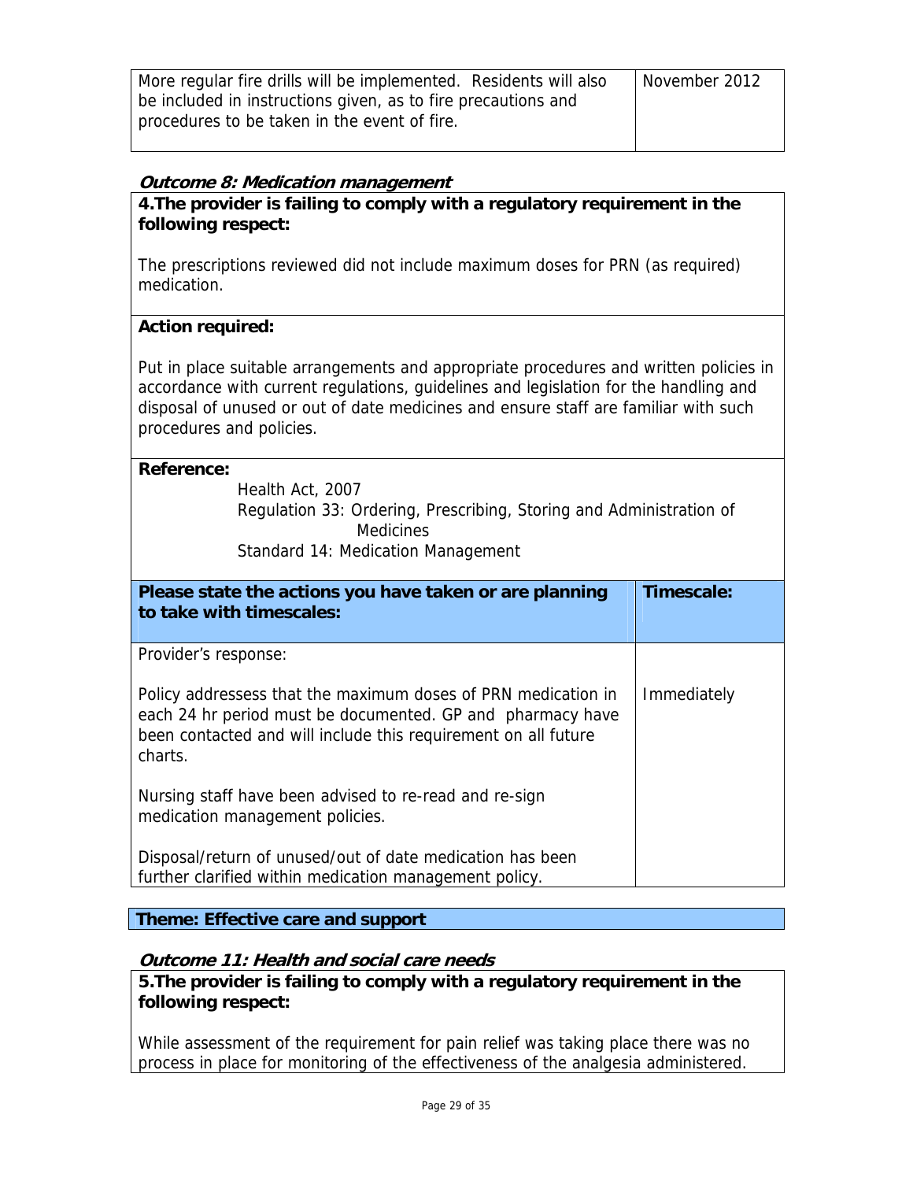| More regular fire drills will be implemented. Residents will also be included in instructions given, as to fire precautions and procedures to be taken in the event of fire. | November 2012 |
|---|---|

***Outcome 8: Medication management***

**4.The provider is failing to comply with a regulatory requirement in the following respect:**

The prescriptions reviewed did not include maximum doses for PRN (as required) medication.

**Action required:**

Put in place suitable arrangements and appropriate procedures and written policies in accordance with current regulations, guidelines and legislation for the handling and disposal of unused or out of date medicines and ensure staff are familiar with such procedures and policies.

**Reference:**

Health Act, 2007
Regulation 33: Ordering, Prescribing, Storing and Administration of Medicines
Standard 14: Medication Management

| **Please state the actions you have taken or are planning to take with timescales:** | **Timescale:** |
|---|---|
| Provider's response:<br><br>Policy addressess that the maximum doses of PRN medication in each 24 hr period must be documented. GP and pharmacy have been contacted and will include this requirement on all future charts.<br><br>Nursing staff have been advised to re-read and re-sign medication management policies.<br><br>Disposal/return of unused/out of date medication has been further clarified within medication management policy. | Immediately |

**Theme: Effective care and support**

***Outcome 11: Health and social care needs***

**5.The provider is failing to comply with a regulatory requirement in the following respect:**

While assessment of the requirement for pain relief was taking place there was no process in place for monitoring of the effectiveness of the analgesia administered.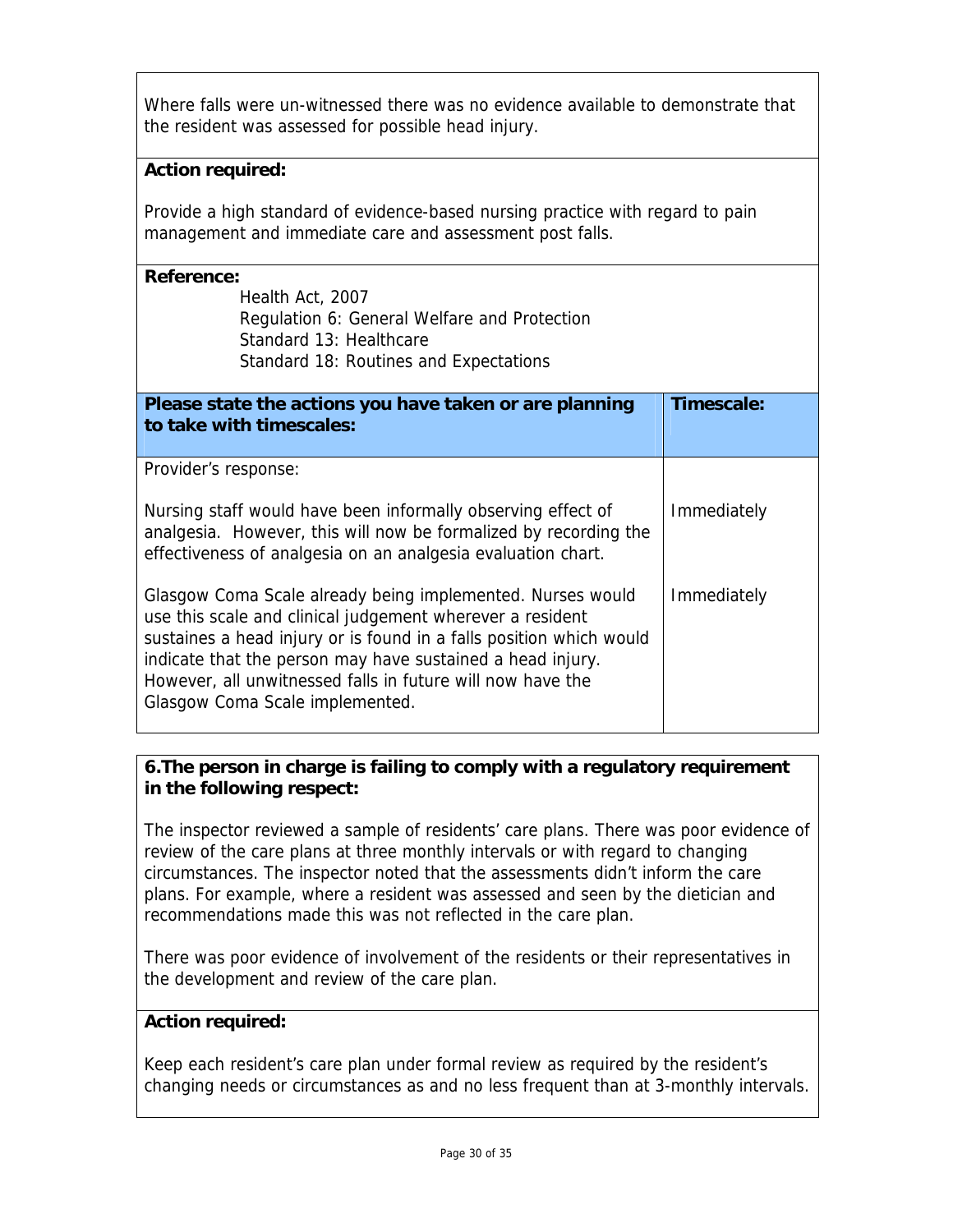Where falls were un-witnessed there was no evidence available to demonstrate that the resident was assessed for possible head injury.

**Action required:**

Provide a high standard of evidence-based nursing practice with regard to pain management and immediate care and assessment post falls.

**Reference:**

Health Act, 2007
Regulation 6: General Welfare and Protection
Standard 13: Healthcare
Standard 18: Routines and Expectations

| Please state the actions you have taken or are planning to take with timescales: | Timescale: |
| --- | --- |
| Provider's response: | |
| Nursing staff would have been informally observing effect of analgesia. However, this will now be formalized by recording the effectiveness of analgesia on an analgesia evaluation chart. | Immediately |
| Glasgow Coma Scale already being implemented. Nurses would use this scale and clinical judgement wherever a resident sustaines a head injury or is found in a falls position which would indicate that the person may have sustained a head injury. However, all unwitnessed falls in future will now have the Glasgow Coma Scale implemented. | Immediately |

**6.The person in charge is failing to comply with a regulatory requirement in the following respect:**

The inspector reviewed a sample of residents' care plans. There was poor evidence of review of the care plans at three monthly intervals or with regard to changing circumstances. The inspector noted that the assessments didn't inform the care plans. For example, where a resident was assessed and seen by the dietician and recommendations made this was not reflected in the care plan.

There was poor evidence of involvement of the residents or their representatives in the development and review of the care plan.

**Action required:**

Keep each resident's care plan under formal review as required by the resident's changing needs or circumstances as and no less frequent than at 3-monthly intervals.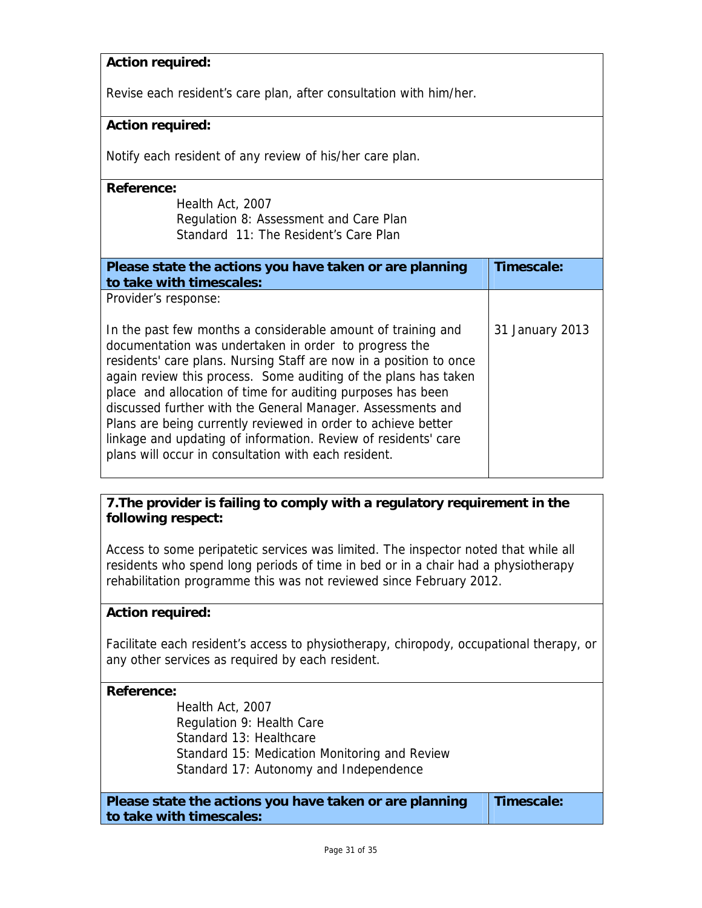**Action required:**

Revise each resident's care plan, after consultation with him/her.

**Action required:**

Notify each resident of any review of his/her care plan.

**Reference:**

Health Act, 2007
Regulation 8: Assessment and Care Plan
Standard 11: The Resident's Care Plan

| **Please state the actions you have taken or are planning to take with timescales:** | **Timescale:** |
| --- | --- |
| Provider's response:<br><br>In the past few months a considerable amount of training and documentation was undertaken in order to progress the residents' care plans. Nursing Staff are now in a position to once again review this process. Some auditing of the plans has taken place and allocation of time for auditing purposes has been discussed further with the General Manager. Assessments and Plans are being currently reviewed in order to achieve better linkage and updating of information. Review of residents' care plans will occur in consultation with each resident. | 31 January 2013 |

**7.The provider is failing to comply with a regulatory requirement in the following respect:**

Access to some peripatetic services was limited. The inspector noted that while all residents who spend long periods of time in bed or in a chair had a physiotherapy rehabilitation programme this was not reviewed since February 2012.

**Action required:**

Facilitate each resident's access to physiotherapy, chiropody, occupational therapy, or any other services as required by each resident.

**Reference:**

Health Act, 2007
Regulation 9: Health Care
Standard 13: Healthcare
Standard 15: Medication Monitoring and Review
Standard 17: Autonomy and Independence

| **Please state the actions you have taken or are planning to take with timescales:** | **Timescale:** |
| --- | --- |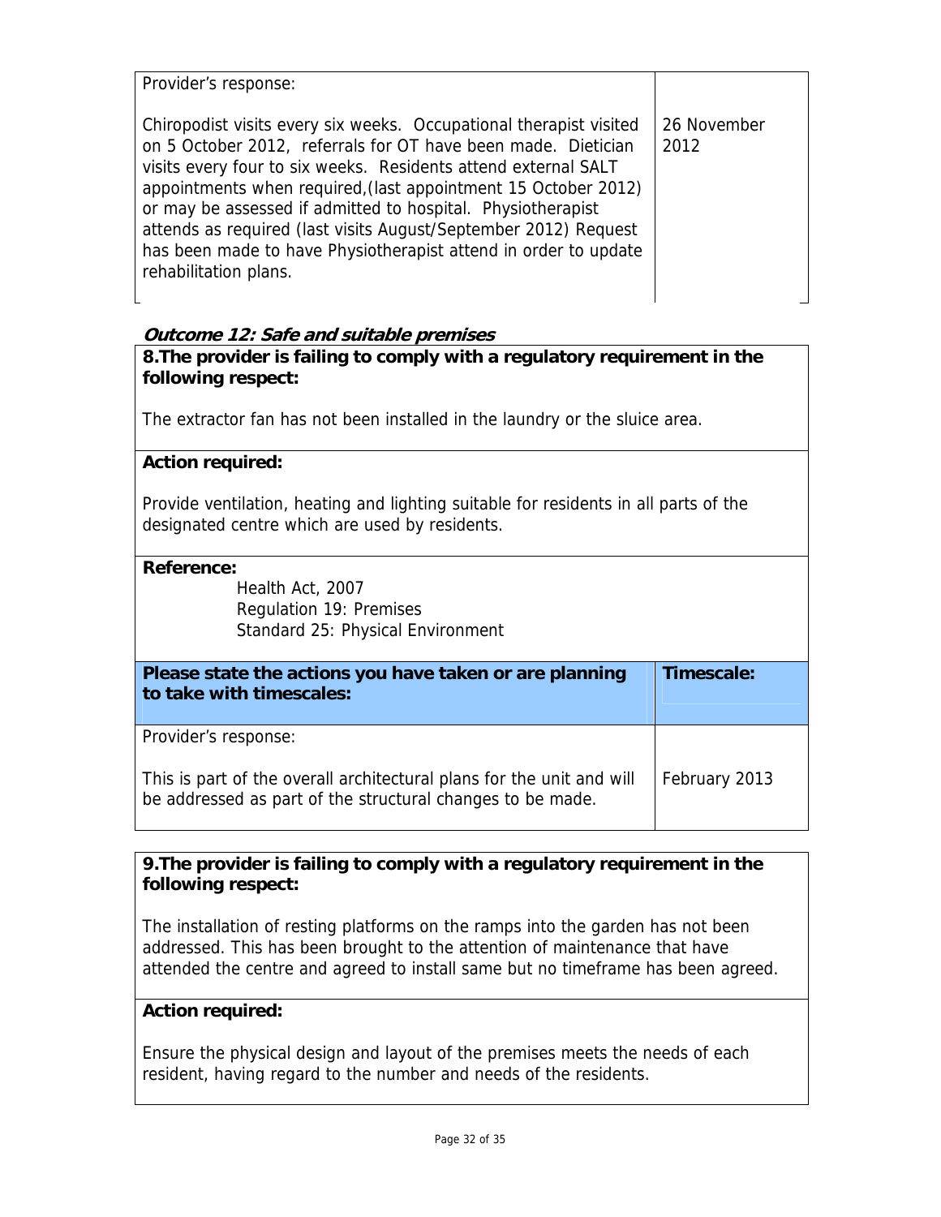| Provider's response: | |
| --- | --- |
| Chiropodist visits every six weeks. Occupational therapist visited on 5 October 2012, referrals for OT have been made. Dietician visits every four to six weeks. Residents attend external SALT appointments when required,(last appointment 15 October 2012) or may be assessed if admitted to hospital. Physiotherapist attends as required (last visits August/September 2012) Request has been made to have Physiotherapist attend in order to update rehabilitation plans. | 26 November 2012 |

### *Outcome 12: Safe and suitable premises*

**8.The provider is failing to comply with a regulatory requirement in the following respect:**

The extractor fan has not been installed in the laundry or the sluice area.

**Action required:**

Provide ventilation, heating and lighting suitable for residents in all parts of the designated centre which are used by residents.

**Reference:**

Health Act, 2007
Regulation 19: Premises
Standard 25: Physical Environment

| Please state the actions you have taken or are planning to take with timescales: | Timescale: |
| --- | --- |
| Provider's response:<br><br>This is part of the overall architectural plans for the unit and will be addressed as part of the structural changes to be made. | February 2013 |

**9.The provider is failing to comply with a regulatory requirement in the following respect:**

The installation of resting platforms on the ramps into the garden has not been addressed. This has been brought to the attention of maintenance that have attended the centre and agreed to install same but no timeframe has been agreed.

**Action required:**

Ensure the physical design and layout of the premises meets the needs of each resident, having regard to the number and needs of the residents.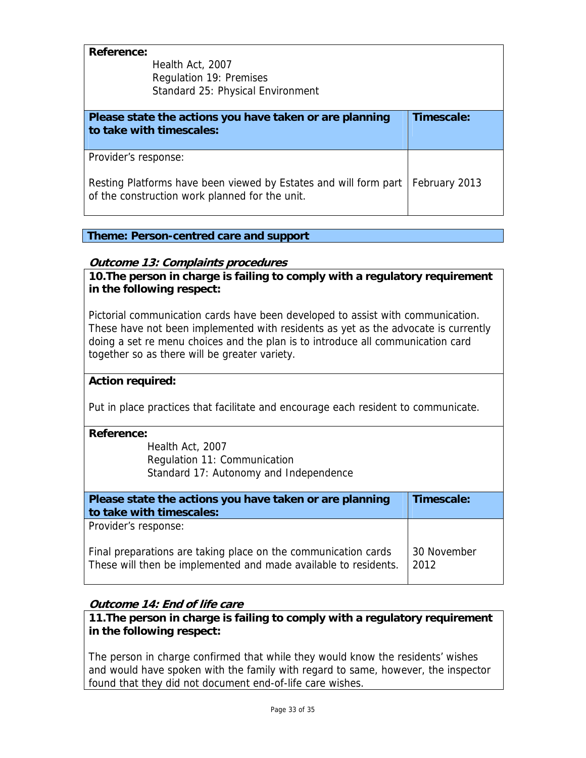**Reference:**

Health Act, 2007
Regulation 19: Premises
Standard 25: Physical Environment

| Please state the actions you have taken or are planning to take with timescales: | Timescale: |
|---|---|
| Provider's response:<br><br>Resting Platforms have been viewed by Estates and will form part of the construction work planned for the unit. | February 2013 |

**Theme: Person-centred care and support**

***Outcome 13: Complaints procedures***

**10.The person in charge is failing to comply with a regulatory requirement in the following respect:**

Pictorial communication cards have been developed to assist with communication. These have not been implemented with residents as yet as the advocate is currently doing a set re menu choices and the plan is to introduce all communication card together so as there will be greater variety.

**Action required:**

Put in place practices that facilitate and encourage each resident to communicate.

**Reference:**

Health Act, 2007
Regulation 11: Communication
Standard 17: Autonomy and Independence

| Please state the actions you have taken or are planning to take with timescales: | Timescale: |
|---|---|
| Provider's response:<br><br>Final preparations are taking place on the communication cards These will then be implemented and made available to residents. | 30 November 2012 |

***Outcome 14: End of life care***

**11.The person in charge is failing to comply with a regulatory requirement in the following respect:**

The person in charge confirmed that while they would know the residents' wishes and would have spoken with the family with regard to same, however, the inspector found that they did not document end-of-life care wishes.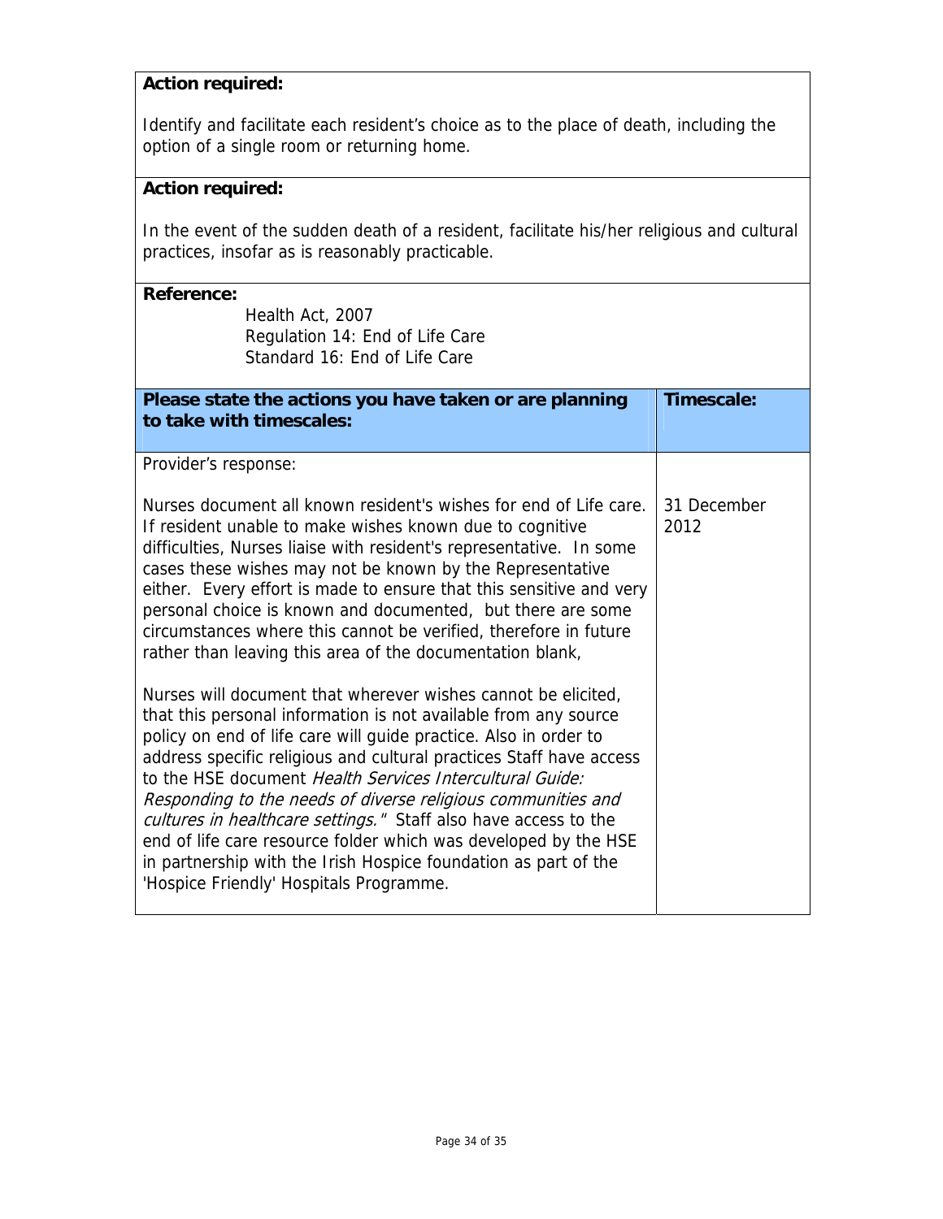**Action required:**

Identify and facilitate each resident's choice as to the place of death, including the option of a single room or returning home.

**Action required:**

In the event of the sudden death of a resident, facilitate his/her religious and cultural practices, insofar as is reasonably practicable.

**Reference:**

Health Act, 2007
Regulation 14: End of Life Care
Standard 16: End of Life Care

| Please state the actions you have taken or are planning to take with timescales: | Timescale: |
|---|---|
| Provider's response:<br><br>Nurses document all known resident's wishes for end of Life care. If resident unable to make wishes known due to cognitive difficulties, Nurses liaise with resident's representative. In some cases these wishes may not be known by the Representative either. Every effort is made to ensure that this sensitive and very personal choice is known and documented, but there are some circumstances where this cannot be verified, therefore in future rather than leaving this area of the documentation blank,<br><br>Nurses will document that wherever wishes cannot be elicited, that this personal information is not available from any source policy on end of life care will guide practice. Also in order to address specific religious and cultural practices Staff have access to the HSE document *Health Services Intercultural Guide: Responding to the needs of diverse religious communities and cultures in healthcare settings."* Staff also have access to the end of life care resource folder which was developed by the HSE in partnership with the Irish Hospice foundation as part of the 'Hospice Friendly' Hospitals Programme. | 31 December 2012 |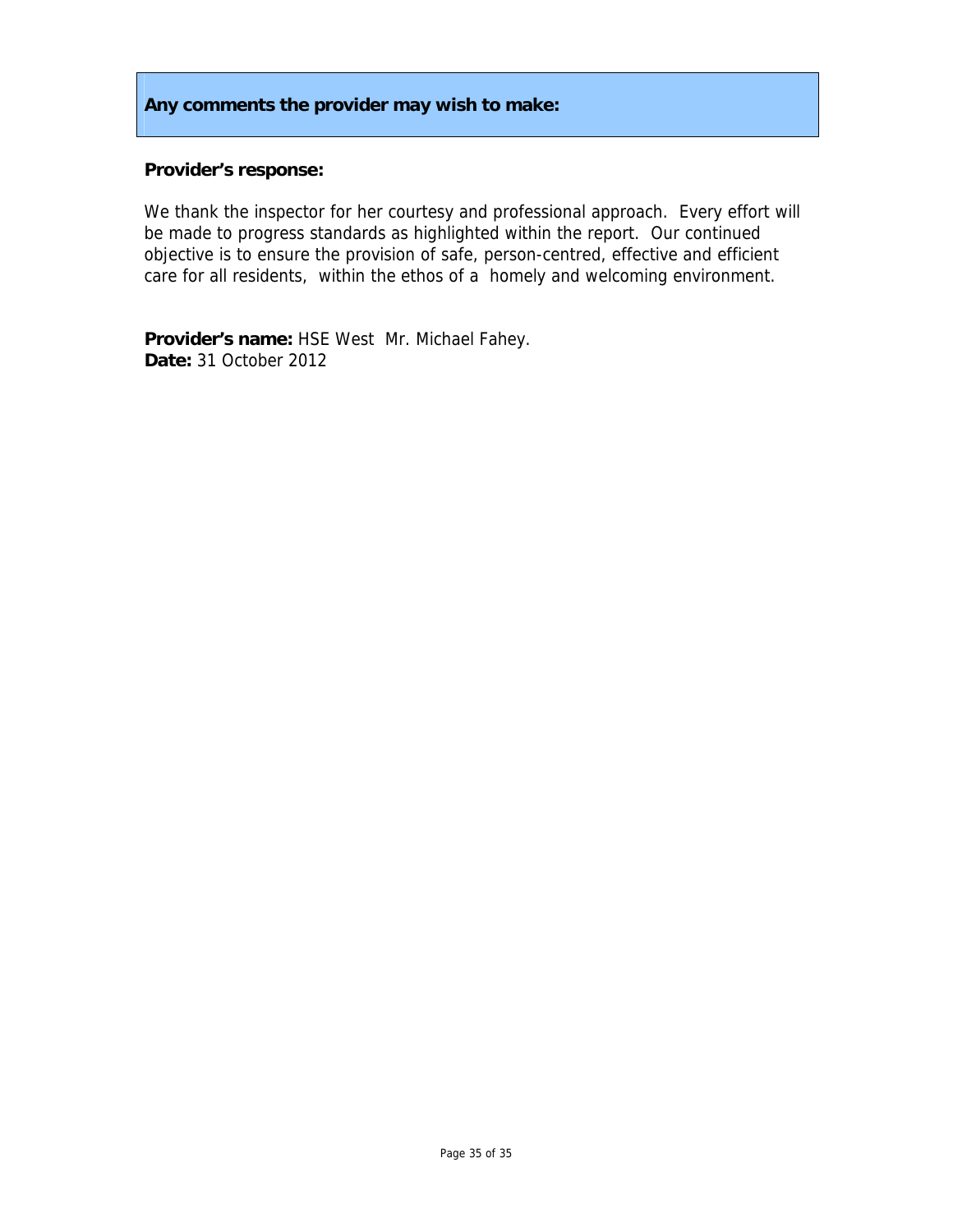**Any comments the provider may wish to make:**

**Provider's response:**

We thank the inspector for her courtesy and professional approach. Every effort will be made to progress standards as highlighted within the report. Our continued objective is to ensure the provision of safe, person-centred, effective and efficient care for all residents, within the ethos of a homely and welcoming environment.

**Provider's name:** HSE West Mr. Michael Fahey.
**Date:** 31 October 2012